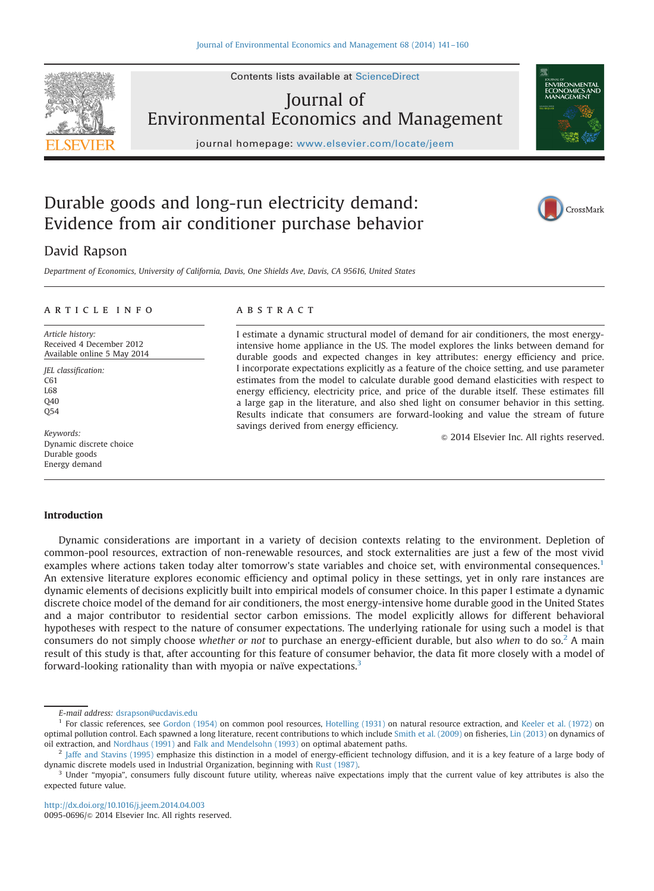# Durable goods and long-run electricity demand: Evidence from air conditioner purchase behavior

David Rapson

*Department of Economics, University of California, Davis, One Shields Ave, Davis, CA 95616, United States*

## ARTICLE INFO

*Article history:*
Received 4 December 2012
Available online 5 May 2014

*JEL classification:*
C61
L68
Q40
Q54

*Keywords:*
Dynamic discrete choice
Durable goods
Energy demand

## ABSTRACT

I estimate a dynamic structural model of demand for air conditioners, the most energy-intensive home appliance in the US. The model explores the links between demand for durable goods and expected changes in key attributes: energy efficiency and price. I incorporate expectations explicitly as a feature of the choice setting, and use parameter estimates from the model to calculate durable good demand elasticities with respect to energy efficiency, electricity price, and price of the durable itself. These estimates fill a large gap in the literature, and also shed light on consumer behavior in this setting. Results indicate that consumers are forward-looking and value the stream of future savings derived from energy efficiency.

© 2014 Elsevier Inc. All rights reserved.

## Introduction

Dynamic considerations are important in a variety of decision contexts relating to the environment. Depletion of common-pool resources, extraction of non-renewable resources, and stock externalities are just a few of the most vivid examples where actions taken today alter tomorrow's state variables and choice set, with environmental consequences.[1] An extensive literature explores economic efficiency and optimal policy in these settings, yet in only rare instances are dynamic elements of decisions explicitly built into empirical models of consumer choice. In this paper I estimate a dynamic discrete choice model of the demand for air conditioners, the most energy-intensive home durable good in the United States and a major contributor to residential sector carbon emissions. The model explicitly allows for different behavioral hypotheses with respect to the nature of consumer expectations. The underlying rationale for using such a model is that consumers do not simply choose *whether or not* to purchase an energy-efficient durable, but also *when* to do so.[2] A main result of this study is that, after accounting for this feature of consumer behavior, the data fit more closely with a model of forward-looking rationality than with myopia or naïve expectations.[3]

---

*E-mail address:* dsrapson@ucdavis.edu

[1] For classic references, see Gordon (1954) on common pool resources, Hotelling (1931) on natural resource extraction, and Keeler et al. (1972) on optimal pollution control. Each spawned a long literature, recent contributions to which include Smith et al. (2009) on fisheries, Lin (2013) on dynamics of oil extraction, and Nordhaus (1991) and Falk and Mendelsohn (1993) on optimal abatement paths.

[2] Jaffe and Stavins (1995) emphasize this distinction in a model of energy-efficient technology diffusion, and it is a key feature of a large body of dynamic discrete models used in Industrial Organization, beginning with Rust (1987).

[3] Under "myopia", consumers fully discount future utility, whereas naïve expectations imply that the current value of key attributes is also the expected future value.

http://dx.doi.org/10.1016/j.jeem.2014.04.003
0095-0696/© 2014 Elsevier Inc. All rights reserved.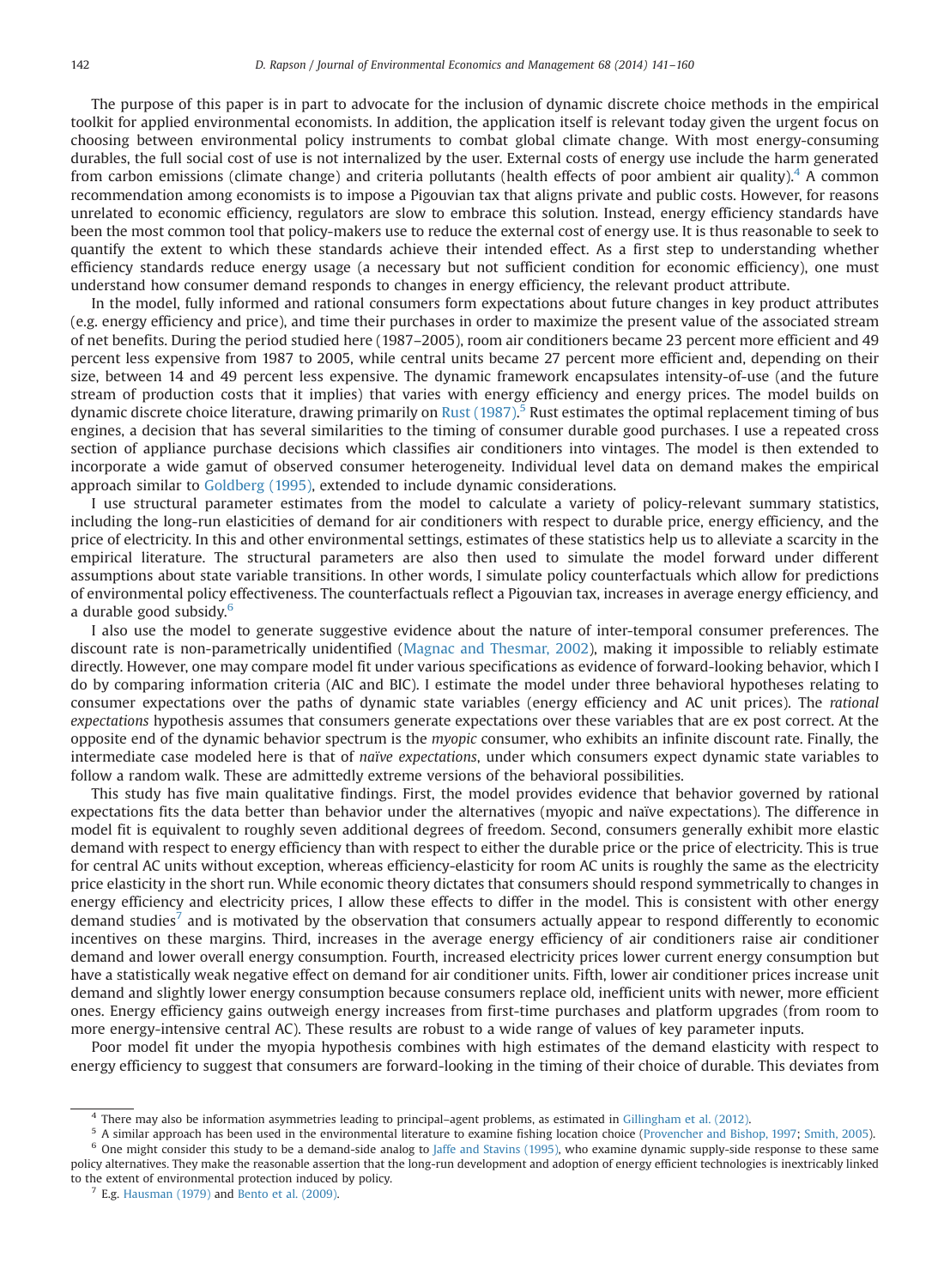The purpose of this paper is in part to advocate for the inclusion of dynamic discrete choice methods in the empirical toolkit for applied environmental economists. In addition, the application itself is relevant today given the urgent focus on choosing between environmental policy instruments to combat global climate change. With most energy-consuming durables, the full social cost of use is not internalized by the user. External costs of energy use include the harm generated from carbon emissions (climate change) and criteria pollutants (health effects of poor ambient air quality).[4] A common recommendation among economists is to impose a Pigouvian tax that aligns private and public costs. However, for reasons unrelated to economic efficiency, regulators are slow to embrace this solution. Instead, energy efficiency standards have been the most common tool that policy-makers use to reduce the external cost of energy use. It is thus reasonable to seek to quantify the extent to which these standards achieve their intended effect. As a first step to understanding whether efficiency standards reduce energy usage (a necessary but not sufficient condition for economic efficiency), one must understand how consumer demand responds to changes in energy efficiency, the relevant product attribute.

In the model, fully informed and rational consumers form expectations about future changes in key product attributes (e.g. energy efficiency and price), and time their purchases in order to maximize the present value of the associated stream of net benefits. During the period studied here (1987–2005), room air conditioners became 23 percent more efficient and 49 percent less expensive from 1987 to 2005, while central units became 27 percent more efficient and, depending on their size, between 14 and 49 percent less expensive. The dynamic framework encapsulates intensity-of-use (and the future stream of production costs that it implies) that varies with energy efficiency and energy prices. The model builds on dynamic discrete choice literature, drawing primarily on Rust (1987).[5] Rust estimates the optimal replacement timing of bus engines, a decision that has several similarities to the timing of consumer durable good purchases. I use a repeated cross section of appliance purchase decisions which classifies air conditioners into vintages. The model is then extended to incorporate a wide gamut of observed consumer heterogeneity. Individual level data on demand makes the empirical approach similar to Goldberg (1995), extended to include dynamic considerations.

I use structural parameter estimates from the model to calculate a variety of policy-relevant summary statistics, including the long-run elasticities of demand for air conditioners with respect to durable price, energy efficiency, and the price of electricity. In this and other environmental settings, estimates of these statistics help us to alleviate a scarcity in the empirical literature. The structural parameters are also then used to simulate the model forward under different assumptions about state variable transitions. In other words, I simulate policy counterfactuals which allow for predictions of environmental policy effectiveness. The counterfactuals reflect a Pigouvian tax, increases in average energy efficiency, and a durable good subsidy.[6]

I also use the model to generate suggestive evidence about the nature of inter-temporal consumer preferences. The discount rate is non-parametrically unidentified (Magnac and Thesmar, 2002), making it impossible to reliably estimate directly. However, one may compare model fit under various specifications as evidence of forward-looking behavior, which I do by comparing information criteria (AIC and BIC). I estimate the model under three behavioral hypotheses relating to consumer expectations over the paths of dynamic state variables (energy efficiency and AC unit prices). The *rational expectations* hypothesis assumes that consumers generate expectations over these variables that are ex post correct. At the opposite end of the dynamic behavior spectrum is the *myopic* consumer, who exhibits an infinite discount rate. Finally, the intermediate case modeled here is that of *naïve expectations*, under which consumers expect dynamic state variables to follow a random walk. These are admittedly extreme versions of the behavioral possibilities.

This study has five main qualitative findings. First, the model provides evidence that behavior governed by rational expectations fits the data better than behavior under the alternatives (myopic and naïve expectations). The difference in model fit is equivalent to roughly seven additional degrees of freedom. Second, consumers generally exhibit more elastic demand with respect to energy efficiency than with respect to either the durable price or the price of electricity. This is true for central AC units without exception, whereas efficiency-elasticity for room AC units is roughly the same as the electricity price elasticity in the short run. While economic theory dictates that consumers should respond symmetrically to changes in energy efficiency and electricity prices, I allow these effects to differ in the model. This is consistent with other energy demand studies[7] and is motivated by the observation that consumers actually appear to respond differently to economic incentives on these margins. Third, increases in the average energy efficiency of air conditioners raise air conditioner demand and lower overall energy consumption. Fourth, increased electricity prices lower current energy consumption but have a statistically weak negative effect on demand for air conditioner units. Fifth, lower air conditioner prices increase unit demand and slightly lower energy consumption because consumers replace old, inefficient units with newer, more efficient ones. Energy efficiency gains outweigh energy increases from first-time purchases and platform upgrades (from room to more energy-intensive central AC). These results are robust to a wide range of values of key parameter inputs.

Poor model fit under the myopia hypothesis combines with high estimates of the demand elasticity with respect to energy efficiency to suggest that consumers are forward-looking in the timing of their choice of durable. This deviates from

[4] There may also be information asymmetries leading to principal–agent problems, as estimated in Gillingham et al. (2012).

[5] A similar approach has been used in the environmental literature to examine fishing location choice (Provencher and Bishop, 1997; Smith, 2005).

[6] One might consider this study to be a demand-side analog to Jaffe and Stavins (1995), who examine dynamic supply-side response to these same policy alternatives. They make the reasonable assertion that the long-run development and adoption of energy efficient technologies is inextricably linked to the extent of environmental protection induced by policy.

[7] E.g. Hausman (1979) and Bento et al. (2009).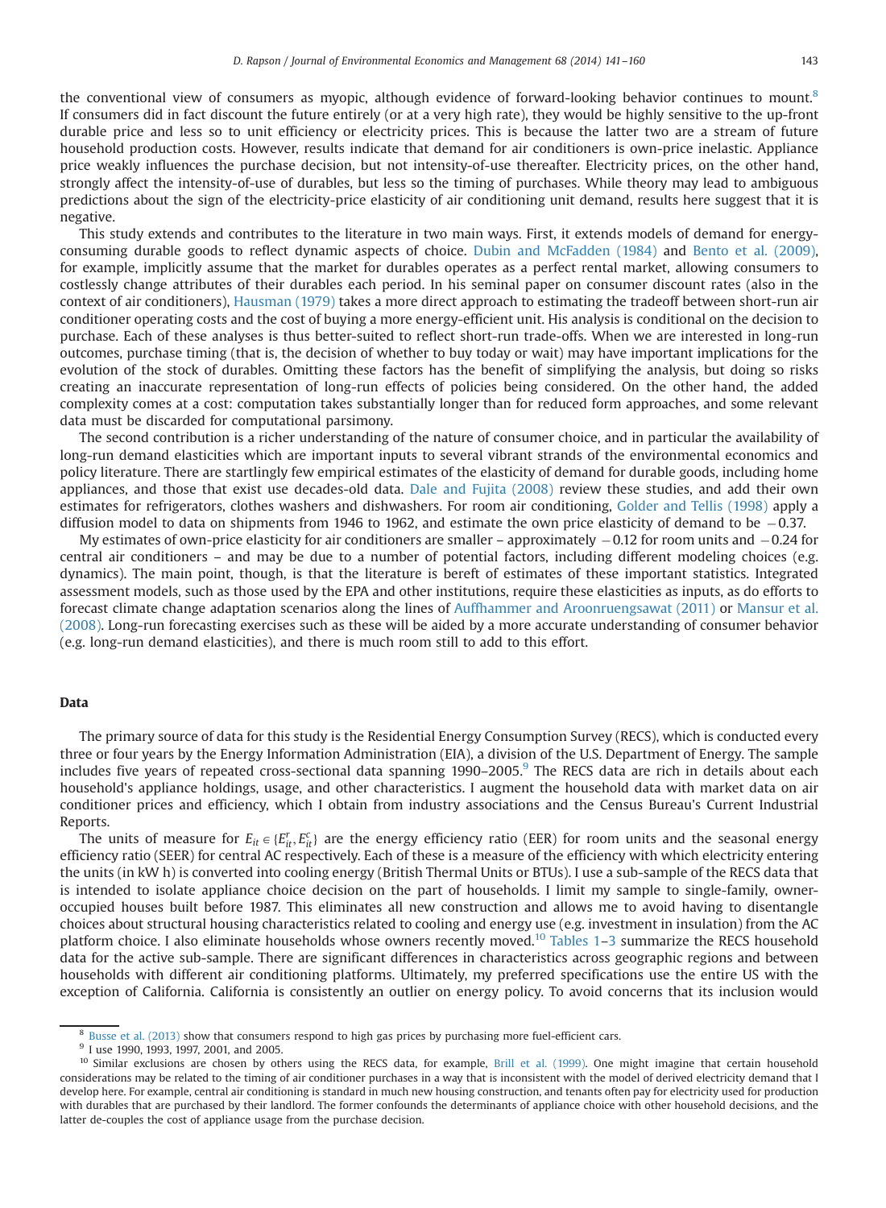the conventional view of consumers as myopic, although evidence of forward-looking behavior continues to mount.[8] If consumers did in fact discount the future entirely (or at a very high rate), they would be highly sensitive to the up-front durable price and less so to unit efficiency or electricity prices. This is because the latter two are a stream of future household production costs. However, results indicate that demand for air conditioners is own-price inelastic. Appliance price weakly influences the purchase decision, but not intensity-of-use thereafter. Electricity prices, on the other hand, strongly affect the intensity-of-use of durables, but less so the timing of purchases. While theory may lead to ambiguous predictions about the sign of the electricity-price elasticity of air conditioning unit demand, results here suggest that it is negative.

This study extends and contributes to the literature in two main ways. First, it extends models of demand for energy-consuming durable goods to reflect dynamic aspects of choice. Dubin and McFadden (1984) and Bento et al. (2009), for example, implicitly assume that the market for durables operates as a perfect rental market, allowing consumers to costlessly change attributes of their durables each period. In his seminal paper on consumer discount rates (also in the context of air conditioners), Hausman (1979) takes a more direct approach to estimating the tradeoff between short-run air conditioner operating costs and the cost of buying a more energy-efficient unit. His analysis is conditional on the decision to purchase. Each of these analyses is thus better-suited to reflect short-run trade-offs. When we are interested in long-run outcomes, purchase timing (that is, the decision of whether to buy today or wait) may have important implications for the evolution of the stock of durables. Omitting these factors has the benefit of simplifying the analysis, but doing so risks creating an inaccurate representation of long-run effects of policies being considered. On the other hand, the added complexity comes at a cost: computation takes substantially longer than for reduced form approaches, and some relevant data must be discarded for computational parsimony.

The second contribution is a richer understanding of the nature of consumer choice, and in particular the availability of long-run demand elasticities which are important inputs to several vibrant strands of the environmental economics and policy literature. There are startlingly few empirical estimates of the elasticity of demand for durable goods, including home appliances, and those that exist use decades-old data. Dale and Fujita (2008) review these studies, and add their own estimates for refrigerators, clothes washers and dishwashers. For room air conditioning, Golder and Tellis (1998) apply a diffusion model to data on shipments from 1946 to 1962, and estimate the own price elasticity of demand to be $-0.37$.

My estimates of own-price elasticity for air conditioners are smaller – approximately $-0.12$ for room units and $-0.24$ for central air conditioners – and may be due to a number of potential factors, including different modeling choices (e.g. dynamics). The main point, though, is that the literature is bereft of estimates of these important statistics. Integrated assessment models, such as those used by the EPA and other institutions, require these elasticities as inputs, as do efforts to forecast climate change adaptation scenarios along the lines of Auffhammer and Aroonruengsawat (2011) or Mansur et al. (2008). Long-run forecasting exercises such as these will be aided by a more accurate understanding of consumer behavior (e.g. long-run demand elasticities), and there is much room still to add to this effort.

## Data

The primary source of data for this study is the Residential Energy Consumption Survey (RECS), which is conducted every three or four years by the Energy Information Administration (EIA), a division of the U.S. Department of Energy. The sample includes five years of repeated cross-sectional data spanning 1990–2005.[9] The RECS data are rich in details about each household's appliance holdings, usage, and other characteristics. I augment the household data with market data on air conditioner prices and efficiency, which I obtain from industry associations and the Census Bureau's Current Industrial Reports.

The units of measure for $E_{it} \in \{E_{it}^r, E_{it}^c\}$ are the energy efficiency ratio (EER) for room units and the seasonal energy efficiency ratio (SEER) for central AC respectively. Each of these is a measure of the efficiency with which electricity entering the units (in kW h) is converted into cooling energy (British Thermal Units or BTUs). I use a sub-sample of the RECS data that is intended to isolate appliance choice decision on the part of households. I limit my sample to single-family, owner-occupied houses built before 1987. This eliminates all new construction and allows me to avoid having to disentangle choices about structural housing characteristics related to cooling and energy use (e.g. investment in insulation) from the AC platform choice. I also eliminate households whose owners recently moved.[10] Tables 1–3 summarize the RECS household data for the active sub-sample. There are significant differences in characteristics across geographic regions and between households with different air conditioning platforms. Ultimately, my preferred specifications use the entire US with the exception of California. California is consistently an outlier on energy policy. To avoid concerns that its inclusion would

[8] Busse et al. (2013) show that consumers respond to high gas prices by purchasing more fuel-efficient cars.

[9] I use 1990, 1993, 1997, 2001, and 2005.

[10] Similar exclusions are chosen by others using the RECS data, for example, Brill et al. (1999). One might imagine that certain household considerations may be related to the timing of air conditioner purchases in a way that is inconsistent with the model of derived electricity demand that I develop here. For example, central air conditioning is standard in much new housing construction, and tenants often pay for electricity used for production with durables that are purchased by their landlord. The former confounds the determinants of appliance choice with other household decisions, and the latter de-couples the cost of appliance usage from the purchase decision.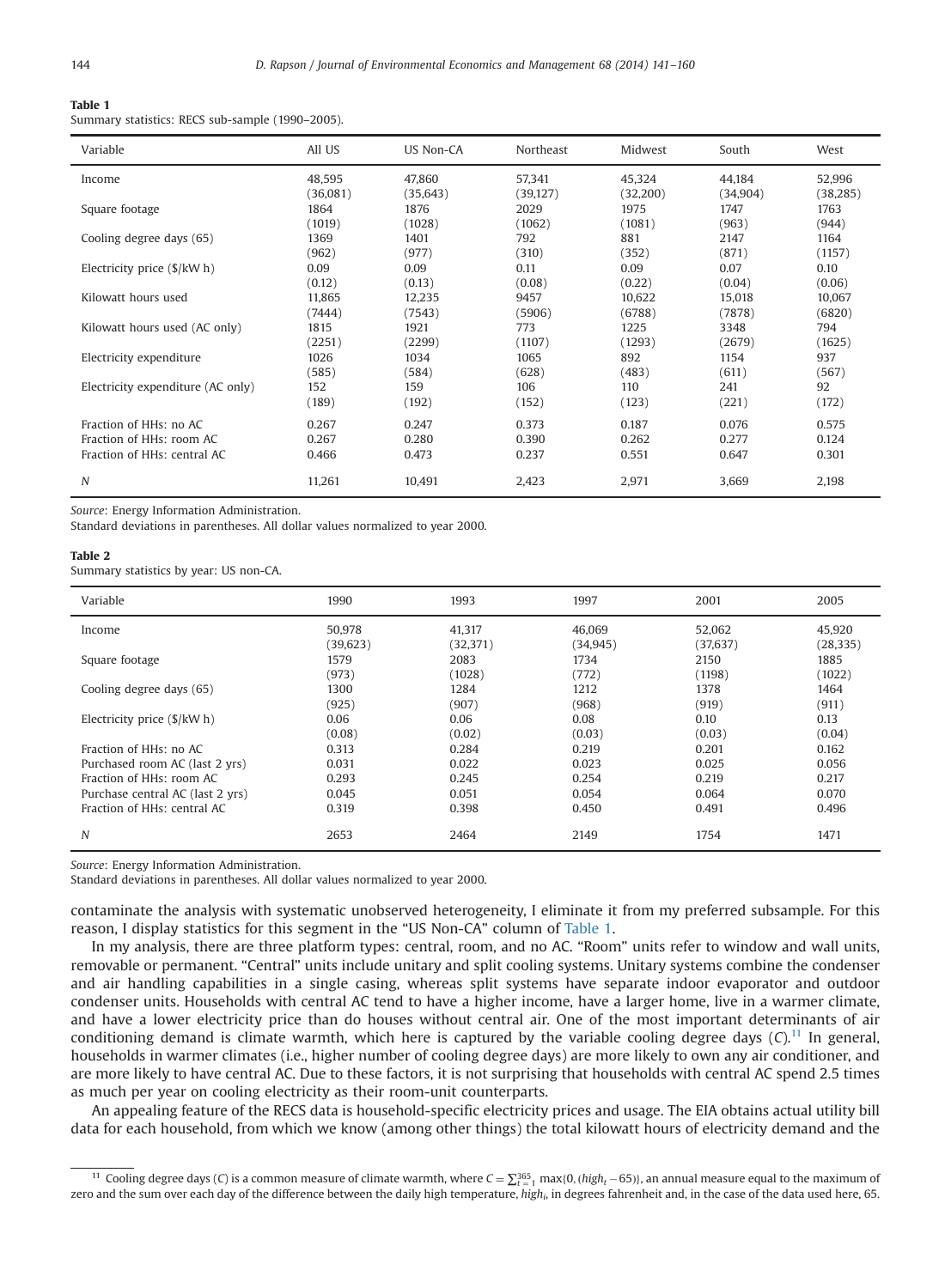**Table 1**
Summary statistics: RECS sub-sample (1990–2005).

| Variable | All US | US Non-CA | Northeast | Midwest | South | West |
|---|---|---|---|---|---|---|
| Income | 48,595 | 47,860 | 57,341 | 45,324 | 44,184 | 52,996 |
| | (36,081) | (35,643) | (39,127) | (32,200) | (34,904) | (38,285) |
| Square footage | 1864 | 1876 | 2029 | 1975 | 1747 | 1763 |
| | (1019) | (1028) | (1062) | (1081) | (963) | (944) |
| Cooling degree days (65) | 1369 | 1401 | 792 | 881 | 2147 | 1164 |
| | (962) | (977) | (310) | (352) | (871) | (1157) |
| Electricity price ($/kW h) | 0.09 | 0.09 | 0.11 | 0.09 | 0.07 | 0.10 |
| | (0.12) | (0.13) | (0.08) | (0.22) | (0.04) | (0.06) |
| Kilowatt hours used | 11,865 | 12,235 | 9457 | 10,622 | 15,018 | 10,067 |
| | (7444) | (7543) | (5906) | (6788) | (7878) | (6820) |
| Kilowatt hours used (AC only) | 1815 | 1921 | 773 | 1225 | 3348 | 794 |
| | (2251) | (2299) | (1107) | (1293) | (2679) | (1625) |
| Electricity expenditure | 1026 | 1034 | 1065 | 892 | 1154 | 937 |
| | (585) | (584) | (628) | (483) | (611) | (567) |
| Electricity expenditure (AC only) | 152 | 159 | 106 | 110 | 241 | 92 |
| | (189) | (192) | (152) | (123) | (221) | (172) |
| Fraction of HHs: no AC | 0.267 | 0.247 | 0.373 | 0.187 | 0.076 | 0.575 |
| Fraction of HHs: room AC | 0.267 | 0.280 | 0.390 | 0.262 | 0.277 | 0.124 |
| Fraction of HHs: central AC | 0.466 | 0.473 | 0.237 | 0.551 | 0.647 | 0.301 |
| $N$ | 11,261 | 10,491 | 2,423 | 2,971 | 3,669 | 2,198 |

*Source*: Energy Information Administration.
Standard deviations in parentheses. All dollar values normalized to year 2000.

**Table 2**
Summary statistics by year: US non-CA.

| Variable | 1990 | 1993 | 1997 | 2001 | 2005 |
|---|---|---|---|---|---|
| Income | 50,978 | 41,317 | 46,069 | 52,062 | 45,920 |
| | (39,623) | (32,371) | (34,945) | (37,637) | (28,335) |
| Square footage | 1579 | 2083 | 1734 | 2150 | 1885 |
| | (973) | (1028) | (772) | (1198) | (1022) |
| Cooling degree days (65) | 1300 | 1284 | 1212 | 1378 | 1464 |
| | (925) | (907) | (968) | (919) | (911) |
| Electricity price ($/kW h) | 0.06 | 0.06 | 0.08 | 0.10 | 0.13 |
| | (0.08) | (0.02) | (0.03) | (0.03) | (0.04) |
| Fraction of HHs: no AC | 0.313 | 0.284 | 0.219 | 0.201 | 0.162 |
| Purchased room AC (last 2 yrs) | 0.031 | 0.022 | 0.023 | 0.025 | 0.056 |
| Fraction of HHs: room AC | 0.293 | 0.245 | 0.254 | 0.219 | 0.217 |
| Purchase central AC (last 2 yrs) | 0.045 | 0.051 | 0.054 | 0.064 | 0.070 |
| Fraction of HHs: central AC | 0.319 | 0.398 | 0.450 | 0.491 | 0.496 |
| $N$ | 2653 | 2464 | 2149 | 1754 | 1471 |

*Source*: Energy Information Administration.
Standard deviations in parentheses. All dollar values normalized to year 2000.

contaminate the analysis with systematic unobserved heterogeneity, I eliminate it from my preferred subsample. For this reason, I display statistics for this segment in the "US Non-CA" column of Table 1.

In my analysis, there are three platform types: central, room, and no AC. "Room" units refer to window and wall units, removable or permanent. "Central" units include unitary and split cooling systems. Unitary systems combine the condenser and air handling capabilities in a single casing, whereas split systems have separate indoor evaporator and outdoor condenser units. Households with central AC tend to have a higher income, have a larger home, live in a warmer climate, and have a lower electricity price than do houses without central air. One of the most important determinants of air conditioning demand is climate warmth, which here is captured by the variable cooling degree days ($C$).[11] In general, households in warmer climates (i.e., higher number of cooling degree days) are more likely to own any air conditioner, and are more likely to have central AC. Due to these factors, it is not surprising that households with central AC spend 2.5 times as much per year on cooling electricity as their room-unit counterparts.

An appealing feature of the RECS data is household-specific electricity prices and usage. The EIA obtains actual utility bill data for each household, from which we know (among other things) the total kilowatt hours of electricity demand and the

[11] Cooling degree days ($C$) is a common measure of climate warmth, where $C = \sum_{t=1}^{365} \max\{0, (high_t - 65)\}$, an annual measure equal to the maximum of zero and the sum over each day of the difference between the daily high temperature, $high_t$, in degrees fahrenheit and, in the case of the data used here, 65.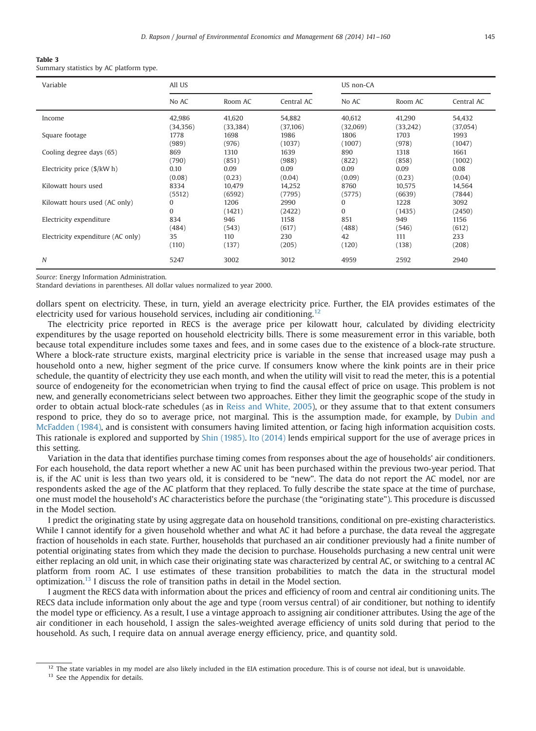**Table 3**
Summary statistics by AC platform type.

| Variable | All US | | | US non-CA | | |
|---|---|---|---|---|---|---|
| | No AC | Room AC | Central AC | No AC | Room AC | Central AC |
| Income | 42,986 | 41,620 | 54,882 | 40,612 | 41,290 | 54,432 |
| | (34,356) | (33,384) | (37,106) | (32,069) | (33,242) | (37,054) |
| Square footage | 1778 | 1698 | 1986 | 1806 | 1703 | 1993 |
| | (989) | (976) | (1037) | (1007) | (978) | (1047) |
| Cooling degree days (65) | 869 | 1310 | 1639 | 890 | 1318 | 1661 |
| | (790) | (851) | (988) | (822) | (858) | (1002) |
| Electricity price ($/kW h) | 0.10 | 0.09 | 0.09 | 0.09 | 0.09 | 0.08 |
| | (0.08) | (0.23) | (0.04) | (0.09) | (0.23) | (0.04) |
| Kilowatt hours used | 8334 | 10,479 | 14,252 | 8760 | 10,575 | 14,564 |
| | (5512) | (6592) | (7795) | (5775) | (6639) | (7844) |
| Kilowatt hours used (AC only) | 0 | 1206 | 2990 | 0 | 1228 | 3092 |
| | 0 | (1421) | (2422) | 0 | (1435) | (2450) |
| Electricity expenditure | 834 | 946 | 1158 | 851 | 949 | 1156 |
| | (484) | (543) | (617) | (488) | (546) | (612) |
| Electricity expenditure (AC only) | 35 | 110 | 230 | 42 | 111 | 233 |
| | (110) | (137) | (205) | (120) | (138) | (208) |
| *N* | 5247 | 3002 | 3012 | 4959 | 2592 | 2940 |

*Source*: Energy Information Administration.
Standard deviations in parentheses. All dollar values normalized to year 2000.

dollars spent on electricity. These, in turn, yield an average electricity price. Further, the EIA provides estimates of the electricity used for various household services, including air conditioning.[12]

The electricity price reported in RECS is the average price per kilowatt hour, calculated by dividing electricity expenditures by the usage reported on household electricity bills. There is some measurement error in this variable, both because total expenditure includes some taxes and fees, and in some cases due to the existence of a block-rate structure. Where a block-rate structure exists, marginal electricity price is variable in the sense that increased usage may push a household onto a new, higher segment of the price curve. If consumers know where the kink points are in their price schedule, the quantity of electricity they use each month, and when the utility will visit to read the meter, this is a potential source of endogeneity for the econometrician when trying to find the causal effect of price on usage. This problem is not new, and generally econometricians select between two approaches. Either they limit the geographic scope of the study in order to obtain actual block-rate schedules (as in Reiss and White, 2005), or they assume that to that extent consumers respond to price, they do so to average price, not marginal. This is the assumption made, for example, by Dubin and McFadden (1984), and is consistent with consumers having limited attention, or facing high information acquisition costs. This rationale is explored and supported by Shin (1985). Ito (2014) lends empirical support for the use of average prices in this setting.

Variation in the data that identifies purchase timing comes from responses about the age of households' air conditioners. For each household, the data report whether a new AC unit has been purchased within the previous two-year period. That is, if the AC unit is less than two years old, it is considered to be "new". The data do not report the AC model, nor are respondents asked the age of the AC platform that they replaced. To fully describe the state space at the time of purchase, one must model the household's AC characteristics before the purchase (the "originating state"). This procedure is discussed in the Model section.

I predict the originating state by using aggregate data on household transitions, conditional on pre-existing characteristics. While I cannot identify for a given household whether and what AC it had before a purchase, the data reveal the aggregate fraction of households in each state. Further, households that purchased an air conditioner previously had a finite number of potential originating states from which they made the decision to purchase. Households purchasing a new central unit were either replacing an old unit, in which case their originating state was characterized by central AC, or switching to a central AC platform from room AC. I use estimates of these transition probabilities to match the data in the structural model optimization.[13] I discuss the role of transition paths in detail in the Model section.

I augment the RECS data with information about the prices and efficiency of room and central air conditioning units. The RECS data include information only about the age and type (room versus central) of air conditioner, but nothing to identify the model type or efficiency. As a result, I use a vintage approach to assigning air conditioner attributes. Using the age of the air conditioner in each household, I assign the sales-weighted average efficiency of units sold during that period to the household. As such, I require data on annual average energy efficiency, price, and quantity sold.

[12] The state variables in my model are also likely included in the EIA estimation procedure. This is of course not ideal, but is unavoidable.

[13] See the Appendix for details.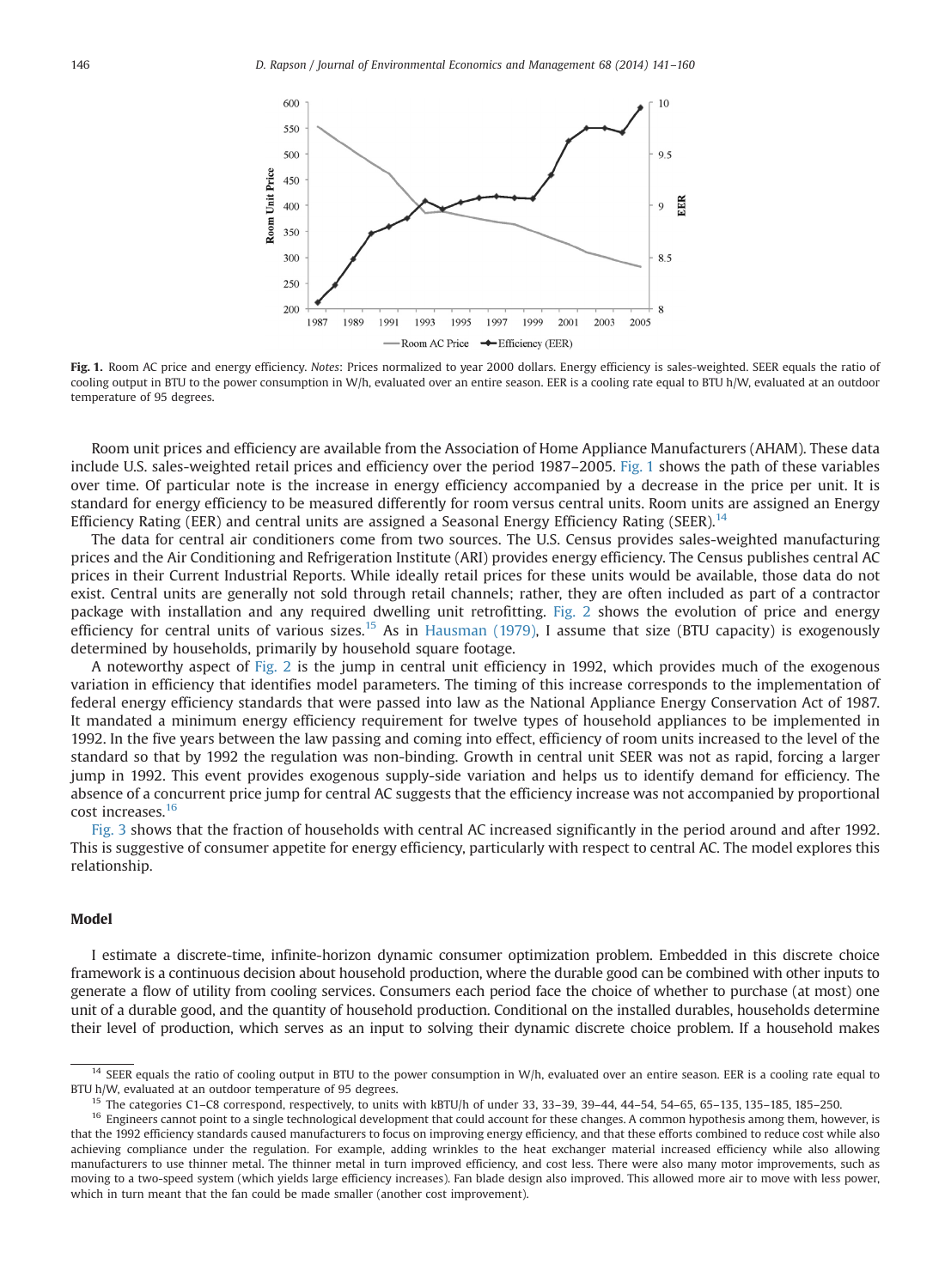**Fig. 1.** Room AC price and energy efficiency. *Notes*: Prices normalized to year 2000 dollars. Energy efficiency is sales-weighted. SEER equals the ratio of cooling output in BTU to the power consumption in W/h, evaluated over an entire season. EER is a cooling rate equal to BTU h/W, evaluated at an outdoor temperature of 95 degrees.

Room unit prices and efficiency are available from the Association of Home Appliance Manufacturers (AHAM). These data include U.S. sales-weighted retail prices and efficiency over the period 1987–2005. Fig. 1 shows the path of these variables over time. Of particular note is the increase in energy efficiency accompanied by a decrease in the price per unit. It is standard for energy efficiency to be measured differently for room versus central units. Room units are assigned an Energy Efficiency Rating (EER) and central units are assigned a Seasonal Energy Efficiency Rating (SEER).[14]

The data for central air conditioners come from two sources. The U.S. Census provides sales-weighted manufacturing prices and the Air Conditioning and Refrigeration Institute (ARI) provides energy efficiency. The Census publishes central AC prices in their Current Industrial Reports. While ideally retail prices for these units would be available, those data do not exist. Central units are generally not sold through retail channels; rather, they are often included as part of a contractor package with installation and any required dwelling unit retrofitting. Fig. 2 shows the evolution of price and energy efficiency for central units of various sizes.[15] As in Hausman (1979), I assume that size (BTU capacity) is exogenously determined by households, primarily by household square footage.

A noteworthy aspect of Fig. 2 is the jump in central unit efficiency in 1992, which provides much of the exogenous variation in efficiency that identifies model parameters. The timing of this increase corresponds to the implementation of federal energy efficiency standards that were passed into law as the National Appliance Energy Conservation Act of 1987. It mandated a minimum energy efficiency requirement for twelve types of household appliances to be implemented in 1992. In the five years between the law passing and coming into effect, efficiency of room units increased to the level of the standard so that by 1992 the regulation was non-binding. Growth in central unit SEER was not as rapid, forcing a larger jump in 1992. This event provides exogenous supply-side variation and helps us to identify demand for efficiency. The absence of a concurrent price jump for central AC suggests that the efficiency increase was not accompanied by proportional cost increases.[16]

Fig. 3 shows that the fraction of households with central AC increased significantly in the period around and after 1992. This is suggestive of consumer appetite for energy efficiency, particularly with respect to central AC. The model explores this relationship.

## Model

I estimate a discrete-time, infinite-horizon dynamic consumer optimization problem. Embedded in this discrete choice framework is a continuous decision about household production, where the durable good can be combined with other inputs to generate a flow of utility from cooling services. Consumers each period face the choice of whether to purchase (at most) one unit of a durable good, and the quantity of household production. Conditional on the installed durables, households determine their level of production, which serves as an input to solving their dynamic discrete choice problem. If a household makes

---

[14] SEER equals the ratio of cooling output in BTU to the power consumption in W/h, evaluated over an entire season. EER is a cooling rate equal to BTU h/W, evaluated at an outdoor temperature of 95 degrees.

[15] The categories C1–C8 correspond, respectively, to units with kBTU/h of under 33, 33–39, 39–44, 44–54, 54–65, 65–135, 135–185, 185–250.

[16] Engineers cannot point to a single technological development that could account for these changes. A common hypothesis among them, however, is that the 1992 efficiency standards caused manufacturers to focus on improving energy efficiency, and that these efforts combined to reduce cost while also achieving compliance under the regulation. For example, adding wrinkles to the heat exchanger material increased efficiency while also allowing manufacturers to use thinner metal. The thinner metal in turn improved efficiency, and cost less. There were also many motor improvements, such as moving to a two-speed system (which yields large efficiency increases). Fan blade design also improved. This allowed more air to move with less power, which in turn meant that the fan could be made smaller (another cost improvement).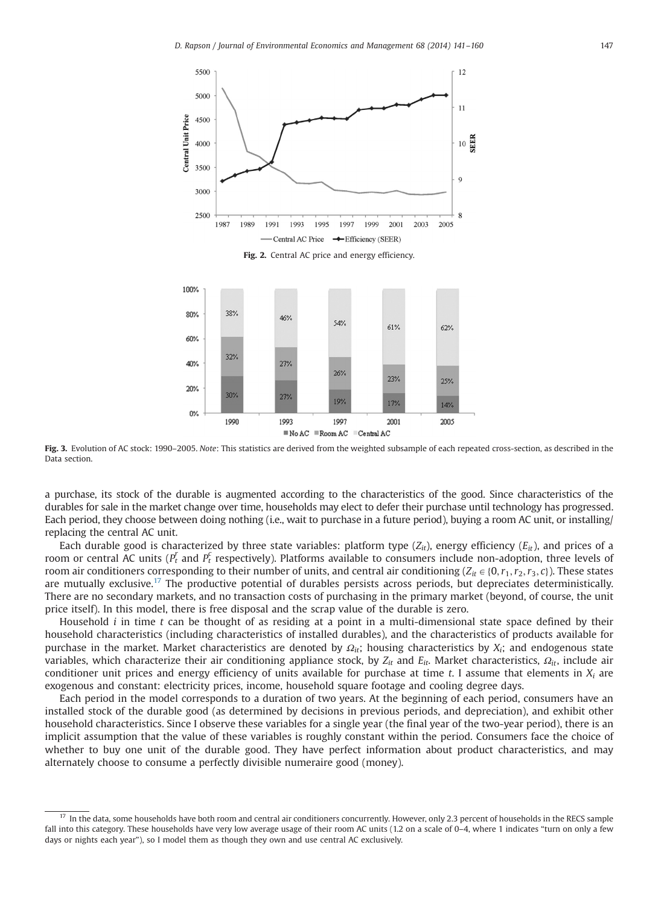Fig. 2. Central AC price and energy efficiency.

Fig. 3. Evolution of AC stock: 1990–2005. *Note*: This statistics are derived from the weighted subsample of each repeated cross-section, as described in the Data section.

a purchase, its stock of the durable is augmented according to the characteristics of the good. Since characteristics of the durables for sale in the market change over time, households may elect to defer their purchase until technology has progressed. Each period, they choose between doing nothing (i.e., wait to purchase in a future period), buying a room AC unit, or installing/replacing the central AC unit.

Each durable good is characterized by three state variables: platform type ($Z_{it}$), energy efficiency ($E_{it}$), and prices of a room or central AC units ($P_t^r$ and $P_t^c$ respectively). Platforms available to consumers include non-adoption, three levels of room air conditioners corresponding to their number of units, and central air conditioning ($Z_{it} \in \{0, r_1, r_2, r_3, c\}$). These states are mutually exclusive.[17] The productive potential of durables persists across periods, but depreciates deterministically. There are no secondary markets, and no transaction costs of purchasing in the primary market (beyond, of course, the unit price itself). In this model, there is free disposal and the scrap value of the durable is zero.

Household $i$ in time $t$ can be thought of as residing at a point in a multi-dimensional state space defined by their household characteristics (including characteristics of installed durables), and the characteristics of products available for purchase in the market. Market characteristics are denoted by $\Omega_{it}$; housing characteristics by $X_i$; and endogenous state variables, which characterize their air conditioning appliance stock, by $Z_{it}$ and $E_{it}$. Market characteristics, $\Omega_{it}$, include air conditioner unit prices and energy efficiency of units available for purchase at time $t$. I assume that elements in $X_i$ are exogenous and constant: electricity prices, income, household square footage and cooling degree days.

Each period in the model corresponds to a duration of two years. At the beginning of each period, consumers have an installed stock of the durable good (as determined by decisions in previous periods, and depreciation), and exhibit other household characteristics. Since I observe these variables for a single year (the final year of the two-year period), there is an implicit assumption that the value of these variables is roughly constant within the period. Consumers face the choice of whether to buy one unit of the durable good. They have perfect information about product characteristics, and may alternately choose to consume a perfectly divisible numeraire good (money).

[17] In the data, some households have both room and central air conditioners concurrently. However, only 2.3 percent of households in the RECS sample fall into this category. These households have very low average usage of their room AC units (1.2 on a scale of 0–4, where 1 indicates "turn on only a few days or nights each year"), so I model them as though they own and use central AC exclusively.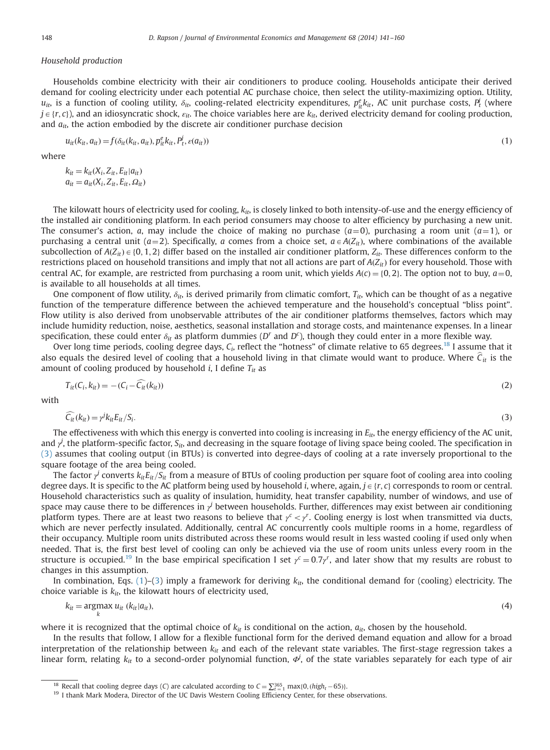*Household production*

Households combine electricity with their air conditioners to produce cooling. Households anticipate their derived demand for cooling electricity under each potential AC purchase choice, then select the utility-maximizing option. Utility, $u_{it}$, is a function of cooling utility, $\delta_{it}$, cooling-related electricity expenditures, $p^e_{it}k_{it}$, AC unit purchase costs, $P^j_t$ (where $j \in \{r, c\}$), and an idiosyncratic shock, $\varepsilon_{it}$. The choice variables here are $k_{it}$, derived electricity demand for cooling production, and $a_{it}$, the action embodied by the discrete air conditioner purchase decision

$$u_{it}(k_{it}, a_{it}) = f(\delta_{it}(k_{it}, a_{it}), p^e_{it}k_{it}, P^j_t, \varepsilon(a_{it})) \tag{1}$$

where

$$k_{it} = k_{it}(X_i, Z_{it}, E_{it}|a_{it})$$
$$a_{it} = a_{it}(X_i, Z_{it}, E_{it}, \Omega_{it})$$

The kilowatt hours of electricity used for cooling, $k_{it}$, is closely linked to both intensity-of-use and the energy efficiency of the installed air conditioning platform. In each period consumers may choose to alter efficiency by purchasing a new unit. The consumer's action, $a$, may include the choice of making no purchase ($a=0$), purchasing a room unit ($a=1$), or purchasing a central unit ($a=2$). Specifically, $a$ comes from a choice set, $a \in A(Z_{it})$, where combinations of the available subcollection of $A(Z_{it}) \in \{0, 1, 2\}$ differ based on the installed air conditioner platform, $Z_{it}$. These differences conform to the restrictions placed on household transitions and imply that not all actions are part of $A(Z_{it})$ for every household. Those with central AC, for example, are restricted from purchasing a room unit, which yields $A(c) = \{0, 2\}$. The option not to buy, $a=0$, is available to all households at all times.

One component of flow utility, $\delta_{it}$, is derived primarily from climatic comfort, $T_{it}$, which can be thought of as a negative function of the temperature difference between the achieved temperature and the household's conceptual "bliss point". Flow utility is also derived from unobservable attributes of the air conditioner platforms themselves, factors which may include humidity reduction, noise, aesthetics, seasonal installation and storage costs, and maintenance expenses. In a linear specification, these could enter $\delta_{it}$ as platform dummies ($D^r$ and $D^c$), though they could enter in a more flexible way.

Over long time periods, cooling degree days, $C_i$, reflect the "hotness" of climate relative to 65 degrees.[18] I assume that it also equals the desired level of cooling that a household living in that climate would want to produce. Where $\widehat{C}_{it}$ is the amount of cooling produced by household $i$, I define $T_{it}$ as

$$T_{it}(C_i, k_{it}) = -(C_i - \widehat{C_{it}}(k_{it})) \tag{2}$$

with

$$\widehat{C_{it}}(k_{it}) = \gamma^j k_{it} E_{it}/S_i. \tag{3}$$

The effectiveness with which this energy is converted into cooling is increasing in $E_{it}$, the energy efficiency of the AC unit, and $\gamma^j$, the platform-specific factor, $S_{it}$, and decreasing in the square footage of living space being cooled. The specification in (3) assumes that cooling output (in BTUs) is converted into degree-days of cooling at a rate inversely proportional to the square footage of the area being cooled.

The factor $\gamma^j$ converts $k_{it}E_{it}/S_{it}$ from a measure of BTUs of cooling production per square foot of cooling area into cooling degree days. It is specific to the AC platform being used by household $i$, where, again, $j \in \{r, c\}$ corresponds to room or central. Household characteristics such as quality of insulation, humidity, heat transfer capability, number of windows, and use of space may cause there to be differences in $\gamma^j$ between households. Further, differences may exist between air conditioning platform types. There are at least two reasons to believe that $\gamma^c < \gamma^r$. Cooling energy is lost when transmitted via ducts, which are never perfectly insulated. Additionally, central AC concurrently cools multiple rooms in a home, regardless of their occupancy. Multiple room units distributed across these rooms would result in less wasted cooling if used only when needed. That is, the first best level of cooling can only be achieved via the use of room units unless every room in the structure is occupied.[19] In the base empirical specification I set $\gamma^c = 0.7\gamma^r$, and later show that my results are robust to changes in this assumption.

In combination, Eqs. (1)–(3) imply a framework for deriving $k_{it}$, the conditional demand for (cooling) electricity. The choice variable is $k_{it}$, the kilowatt hours of electricity used,

$$k_{it} = \underset{k}{\operatorname{argmax}}\ u_{it}\ (k_{it}|a_{it}), \tag{4}$$

where it is recognized that the optimal choice of $k_{it}$ is conditional on the action, $a_{it}$, chosen by the household.

In the results that follow, I allow for a flexible functional form for the derived demand equation and allow for a broad interpretation of the relationship between $k_{it}$ and each of the relevant state variables. The first-stage regression takes a linear form, relating $k_{it}$ to a second-order polynomial function, $\Phi^j$, of the state variables separately for each type of air

[18] Recall that cooling degree days ($C$) are calculated according to $C = \sum_{t=1}^{365} \max\{0, (high_t - 65)\}$.

[19] I thank Mark Modera, Director of the UC Davis Western Cooling Efficiency Center, for these observations.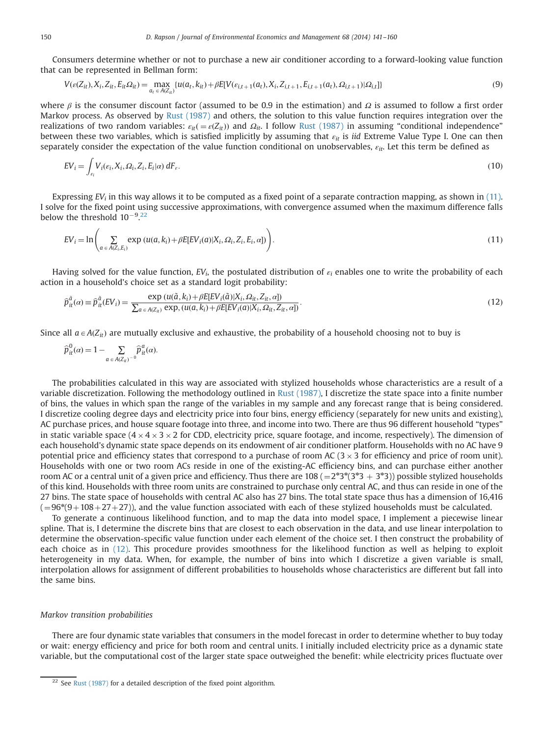Consumers determine whether or not to purchase a new air conditioner according to a forward-looking value function that can be represented in Bellman form:

$$V(\varepsilon(Z_{it}), X_i, Z_{it}, E_{it}\Omega_{it}) = \max_{a_t \in A(Z_{it})} \{u(a_t, k_{it}) + \beta E[V(\varepsilon_{i,t+1}(a_t), X_i, Z_{i,t+1}, E_{i,t+1}(a_t), \Omega_{i,t+1}) | \Omega_{i,t}]\} \tag{9}$$

where $\beta$ is the consumer discount factor (assumed to be 0.9 in the estimation) and $\Omega$ is assumed to follow a first order Markov process. As observed by Rust (1987) and others, the solution to this value function requires integration over the realizations of two random variables: $\varepsilon_{it}(=\varepsilon(Z_{it}))$ and $\Omega_{it}$. I follow Rust (1987) in assuming "conditional independence" between these two variables, which is satisfied implicitly by assuming that $\varepsilon_{it}$ is *iid* Extreme Value Type I. One can then separately consider the expectation of the value function conditional on unobservables, $\varepsilon_{it}$. Let this term be defined as

$$EV_i = \int_{\varepsilon_i} V_i(\varepsilon_i, X_i, \Omega_i, Z_i, E_i | \alpha)\, dF_\varepsilon. \tag{10}$$

Expressing $EV_i$ in this way allows it to be computed as a fixed point of a separate contraction mapping, as shown in (11). I solve for the fixed point using successive approximations, with convergence assumed when the maximum difference falls below the threshold $10^{-9}$.[22]

$$EV_i = \ln\left( \sum_{a \in A(Z_i, E_i)} \exp\left(u(a, k_i) + \beta E[EV_i(a) | X_i, \Omega_i, Z_i, E_i, \alpha]\right)\right). \tag{11}$$

Having solved for the value function, $EV_i$, the postulated distribution of $\varepsilon_i$ enables one to write the probability of each action in a household's choice set as a standard logit probability:

$$\hat{p}_{it}^{\tilde{a}}(\alpha) \equiv \hat{p}_{it}^{\tilde{a}}(EV_i) = \frac{\exp\left(u(\tilde{a}, k_i) + \beta E[EV_i(\tilde{a}) | X_i, \Omega_{it}, Z_{it}, \alpha]\right)}{\sum_{a \in A(Z_{it})} \exp, \left(u(a, k_i) + \beta E[EV_i(a) | X_i, \Omega_{it}, Z_{it}, \alpha]\right)}. \tag{12}$$

Since all $a \in A(Z_{it})$ are mutually exclusive and exhaustive, the probability of a household choosing not to buy is

$$\hat{p}_{it}^{0}(\alpha) = 1 - \sum_{a \in A(Z_{it})^{-0}} \hat{p}_{it}^{a}(\alpha).$$

The probabilities calculated in this way are associated with stylized households whose characteristics are a result of a variable discretization. Following the methodology outlined in Rust (1987), I discretize the state space into a finite number of bins, the values in which span the range of the variables in my sample and any forecast range that is being considered. I discretize cooling degree days and electricity price into four bins, energy efficiency (separately for new units and existing), AC purchase prices, and house square footage into three, and income into two. There are thus 96 different household "types" in static variable space ($4 \times 4 \times 3 \times 2$ for CDD, electricity price, square footage, and income, respectively). The dimension of each household's dynamic state space depends on its endowment of air conditioner platform. Households with no AC have 9 potential price and efficiency states that correspond to a purchase of room AC ($3 \times 3$ for efficiency and price of room unit). Households with one or two room ACs reside in one of the existing-AC efficiency bins, and can purchase either another room AC or a central unit of a given price and efficiency. Thus there are 108 (=2*3*(3*3 + 3*3)) possible stylized households of this kind. Households with three room units are constrained to purchase only central AC, and thus can reside in one of the 27 bins. The state space of households with central AC also has 27 bins. The total state space thus has a dimension of 16,416 (=96*(9+108+27+27)), and the value function associated with each of these stylized households must be calculated.

To generate a continuous likelihood function, and to map the data into model space, I implement a piecewise linear spline. That is, I determine the discrete bins that are closest to each observation in the data, and use linear interpolation to determine the observation-specific value function under each element of the choice set. I then construct the probability of each choice as in (12). This procedure provides smoothness for the likelihood function as well as helping to exploit heterogeneity in my data. When, for example, the number of bins into which I discretize a given variable is small, interpolation allows for assignment of different probabilities to households whose characteristics are different but fall into the same bins.

*Markov transition probabilities*

There are four dynamic state variables that consumers in the model forecast in order to determine whether to buy today or wait: energy efficiency and price for both room and central units. I initially included electricity price as a dynamic state variable, but the computational cost of the larger state space outweighed the benefit: while electricity prices fluctuate over

[22] See Rust (1987) for a detailed description of the fixed point algorithm.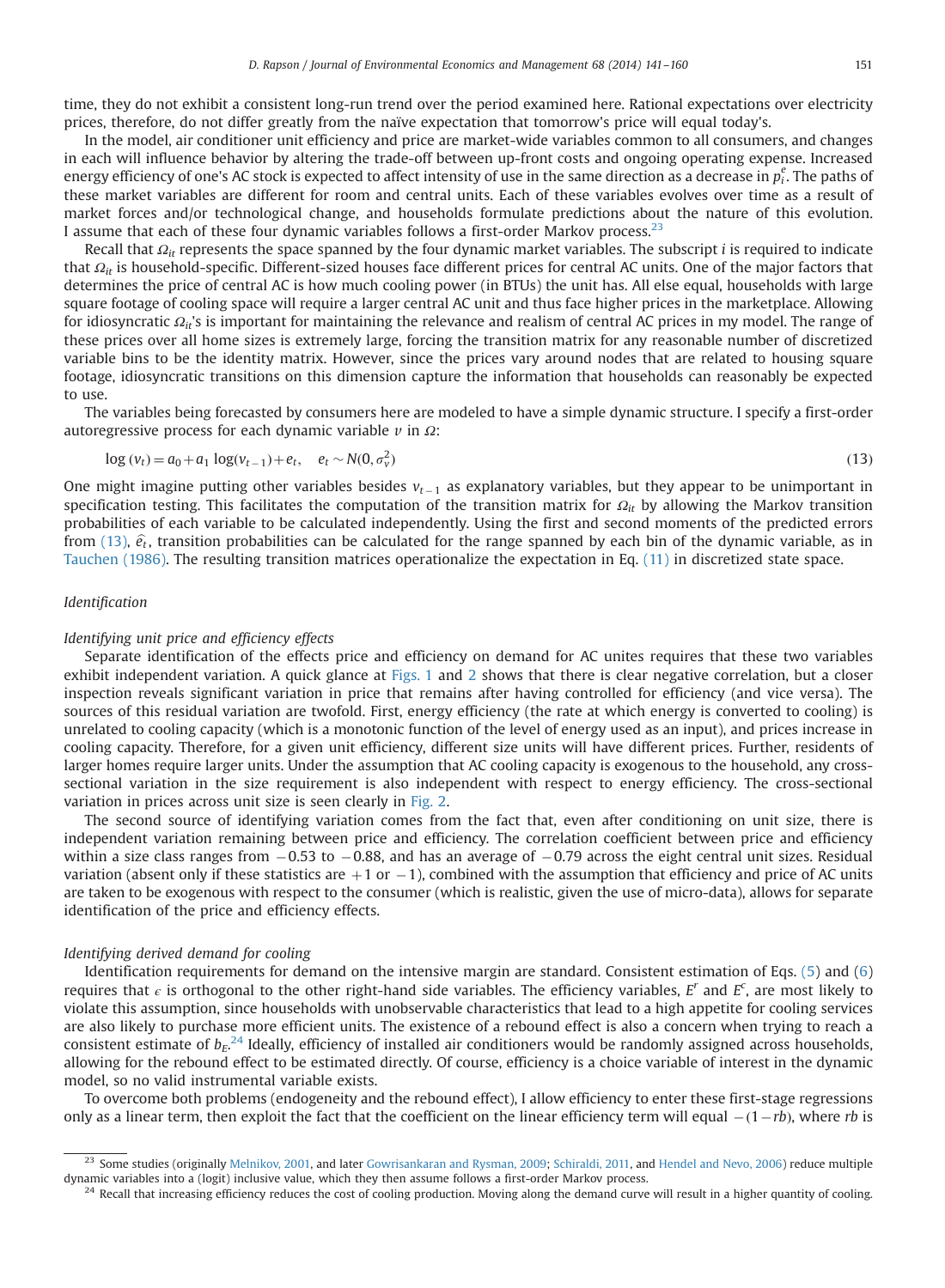time, they do not exhibit a consistent long-run trend over the period examined here. Rational expectations over electricity prices, therefore, do not differ greatly from the naïve expectation that tomorrow's price will equal today's.

In the model, air conditioner unit efficiency and price are market-wide variables common to all consumers, and changes in each will influence behavior by altering the trade-off between up-front costs and ongoing operating expense. Increased energy efficiency of one's AC stock is expected to affect intensity of use in the same direction as a decrease in $p_i^e$. The paths of these market variables are different for room and central units. Each of these variables evolves over time as a result of market forces and/or technological change, and households formulate predictions about the nature of this evolution. I assume that each of these four dynamic variables follows a first-order Markov process.[23]

Recall that $\Omega_{it}$ represents the space spanned by the four dynamic market variables. The subscript $i$ is required to indicate that $\Omega_{it}$ is household-specific. Different-sized houses face different prices for central AC units. One of the major factors that determines the price of central AC is how much cooling power (in BTUs) the unit has. All else equal, households with large square footage of cooling space will require a larger central AC unit and thus face higher prices in the marketplace. Allowing for idiosyncratic $\Omega_{it}$'s is important for maintaining the relevance and realism of central AC prices in my model. The range of these prices over all home sizes is extremely large, forcing the transition matrix for any reasonable number of discretized variable bins to be the identity matrix. However, since the prices vary around nodes that are related to housing square footage, idiosyncratic transitions on this dimension capture the information that households can reasonably be expected to use.

The variables being forecasted by consumers here are modeled to have a simple dynamic structure. I specify a first-order autoregressive process for each dynamic variable $\nu$ in $\Omega$:

$$\log(v_t) = a_0 + a_1 \log(v_{t-1}) + e_t, \quad e_t \sim N(0, \sigma_v^2) \tag{13}$$

One might imagine putting other variables besides $v_{t-1}$ as explanatory variables, but they appear to be unimportant in specification testing. This facilitates the computation of the transition matrix for $\Omega_{it}$ by allowing the Markov transition probabilities of each variable to be calculated independently. Using the first and second moments of the predicted errors from (13), $\hat{e}_t$, transition probabilities can be calculated for the range spanned by each bin of the dynamic variable, as in Tauchen (1986). The resulting transition matrices operationalize the expectation in Eq. (11) in discretized state space.

*Identification*

*Identifying unit price and efficiency effects*

Separate identification of the effects price and efficiency on demand for AC unites requires that these two variables exhibit independent variation. A quick glance at Figs. 1 and 2 shows that there is clear negative correlation, but a closer inspection reveals significant variation in price that remains after having controlled for efficiency (and vice versa). The sources of this residual variation are twofold. First, energy efficiency (the rate at which energy is converted to cooling) is unrelated to cooling capacity (which is a monotonic function of the level of energy used as an input), and prices increase in cooling capacity. Therefore, for a given unit efficiency, different size units will have different prices. Further, residents of larger homes require larger units. Under the assumption that AC cooling capacity is exogenous to the household, any cross-sectional variation in the size requirement is also independent with respect to energy efficiency. The cross-sectional variation in prices across unit size is seen clearly in Fig. 2.

The second source of identifying variation comes from the fact that, even after conditioning on unit size, there is independent variation remaining between price and efficiency. The correlation coefficient between price and efficiency within a size class ranges from $-0.53$ to $-0.88$, and has an average of $-0.79$ across the eight central unit sizes. Residual variation (absent only if these statistics are $+1$ or $-1$), combined with the assumption that efficiency and price of AC units are taken to be exogenous with respect to the consumer (which is realistic, given the use of micro-data), allows for separate identification of the price and efficiency effects.

*Identifying derived demand for cooling*

Identification requirements for demand on the intensive margin are standard. Consistent estimation of Eqs. (5) and (6) requires that $\epsilon$ is orthogonal to the other right-hand side variables. The efficiency variables, $E^r$ and $E^c$, are most likely to violate this assumption, since households with unobservable characteristics that lead to a high appetite for cooling services are also likely to purchase more efficient units. The existence of a rebound effect is also a concern when trying to reach a consistent estimate of $b_E$.[24] Ideally, efficiency of installed air conditioners would be randomly assigned across households, allowing for the rebound effect to be estimated directly. Of course, efficiency is a choice variable of interest in the dynamic model, so no valid instrumental variable exists.

To overcome both problems (endogeneity and the rebound effect), I allow efficiency to enter these first-stage regressions only as a linear term, then exploit the fact that the coefficient on the linear efficiency term will equal $-(1-rb)$, where $rb$ is

[23] Some studies (originally Melnikov, 2001, and later Gowrisankaran and Rysman, 2009; Schiraldi, 2011, and Hendel and Nevo, 2006) reduce multiple dynamic variables into a (logit) inclusive value, which they then assume follows a first-order Markov process.

[24] Recall that increasing efficiency reduces the cost of cooling production. Moving along the demand curve will result in a higher quantity of cooling.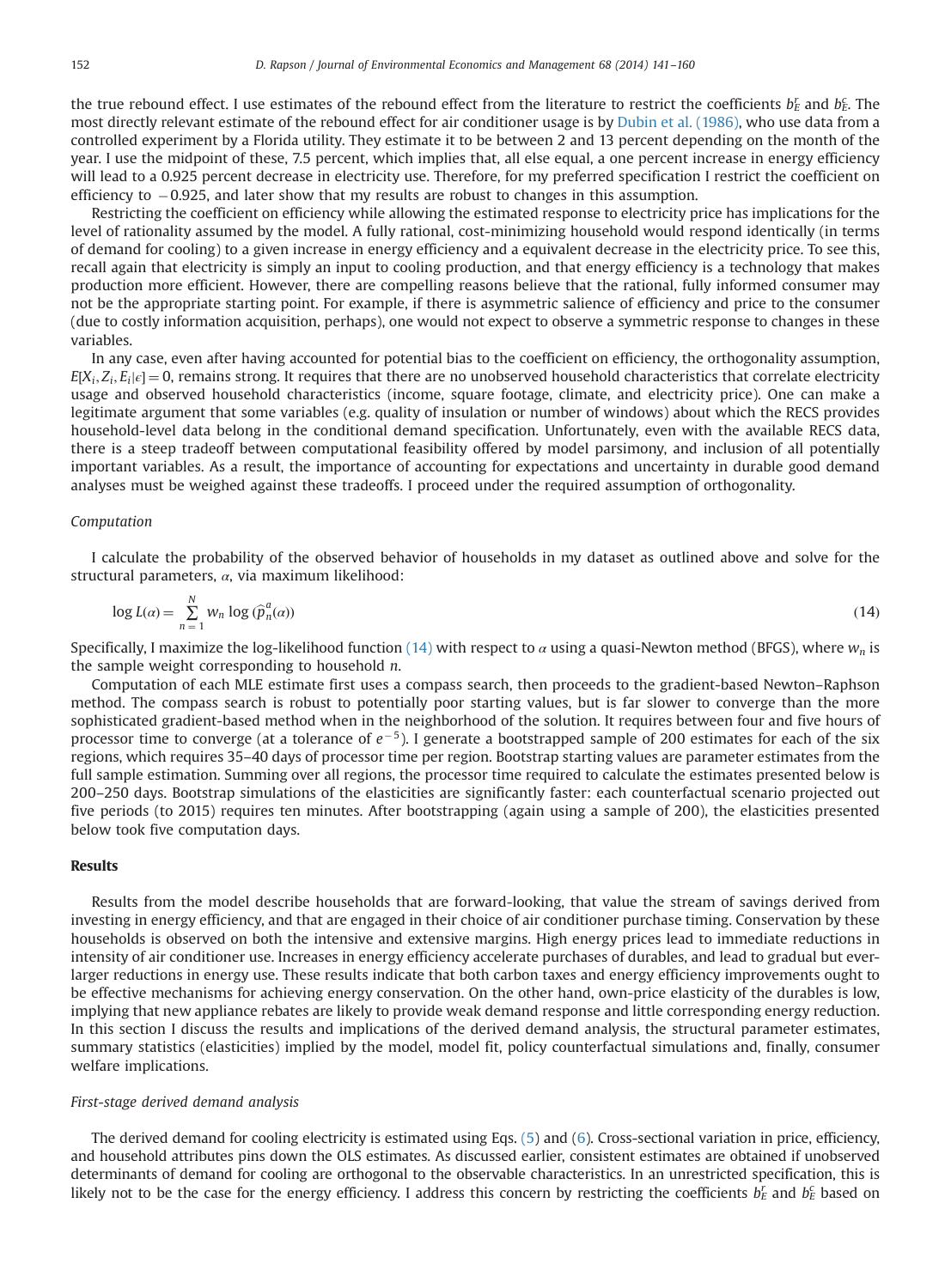the true rebound effect. I use estimates of the rebound effect from the literature to restrict the coefficients $b_E^r$ and $b_E^c$. The most directly relevant estimate of the rebound effect for air conditioner usage is by Dubin et al. (1986), who use data from a controlled experiment by a Florida utility. They estimate it to be between 2 and 13 percent depending on the month of the year. I use the midpoint of these, 7.5 percent, which implies that, all else equal, a one percent increase in energy efficiency will lead to a 0.925 percent decrease in electricity use. Therefore, for my preferred specification I restrict the coefficient on efficiency to $-0.925$, and later show that my results are robust to changes in this assumption.

Restricting the coefficient on efficiency while allowing the estimated response to electricity price has implications for the level of rationality assumed by the model. A fully rational, cost-minimizing household would respond identically (in terms of demand for cooling) to a given increase in energy efficiency and a equivalent decrease in the electricity price. To see this, recall again that electricity is simply an input to cooling production, and that energy efficiency is a technology that makes production more efficient. However, there are compelling reasons believe that the rational, fully informed consumer may not be the appropriate starting point. For example, if there is asymmetric salience of efficiency and price to the consumer (due to costly information acquisition, perhaps), one would not expect to observe a symmetric response to changes in these variables.

In any case, even after having accounted for potential bias to the coefficient on efficiency, the orthogonality assumption, $E[X_i, Z_i, E_i|\epsilon] = 0$, remains strong. It requires that there are no unobserved household characteristics that correlate electricity usage and observed household characteristics (income, square footage, climate, and electricity price). One can make a legitimate argument that some variables (e.g. quality of insulation or number of windows) about which the RECS provides household-level data belong in the conditional demand specification. Unfortunately, even with the available RECS data, there is a steep tradeoff between computational feasibility offered by model parsimony, and inclusion of all potentially important variables. As a result, the importance of accounting for expectations and uncertainty in durable good demand analyses must be weighed against these tradeoffs. I proceed under the required assumption of orthogonality.

### *Computation*

I calculate the probability of the observed behavior of households in my dataset as outlined above and solve for the structural parameters, $\alpha$, via maximum likelihood:

$$\log L(\alpha) = \sum_{n=1}^{N} w_n \log(\widehat{p}_n^a(\alpha)) \tag{14}$$

Specifically, I maximize the log-likelihood function (14) with respect to $\alpha$ using a quasi-Newton method (BFGS), where $w_n$ is the sample weight corresponding to household $n$.

Computation of each MLE estimate first uses a compass search, then proceeds to the gradient-based Newton–Raphson method. The compass search is robust to potentially poor starting values, but is far slower to converge than the more sophisticated gradient-based method when in the neighborhood of the solution. It requires between four and five hours of processor time to converge (at a tolerance of $e^{-5}$). I generate a bootstrapped sample of 200 estimates for each of the six regions, which requires 35–40 days of processor time per region. Bootstrap starting values are parameter estimates from the full sample estimation. Summing over all regions, the processor time required to calculate the estimates presented below is 200–250 days. Bootstrap simulations of the elasticities are significantly faster: each counterfactual scenario projected out five periods (to 2015) requires ten minutes. After bootstrapping (again using a sample of 200), the elasticities presented below took five computation days.

## Results

Results from the model describe households that are forward-looking, that value the stream of savings derived from investing in energy efficiency, and that are engaged in their choice of air conditioner purchase timing. Conservation by these households is observed on both the intensive and extensive margins. High energy prices lead to immediate reductions in intensity of air conditioner use. Increases in energy efficiency accelerate purchases of durables, and lead to gradual but ever-larger reductions in energy use. These results indicate that both carbon taxes and energy efficiency improvements ought to be effective mechanisms for achieving energy conservation. On the other hand, own-price elasticity of the durables is low, implying that new appliance rebates are likely to provide weak demand response and little corresponding energy reduction. In this section I discuss the results and implications of the derived demand analysis, the structural parameter estimates, summary statistics (elasticities) implied by the model, model fit, policy counterfactual simulations and, finally, consumer welfare implications.

### *First-stage derived demand analysis*

The derived demand for cooling electricity is estimated using Eqs. (5) and (6). Cross-sectional variation in price, efficiency, and household attributes pins down the OLS estimates. As discussed earlier, consistent estimates are obtained if unobserved determinants of demand for cooling are orthogonal to the observable characteristics. In an unrestricted specification, this is likely not to be the case for the energy efficiency. I address this concern by restricting the coefficients $b_E^r$ and $b_E^c$ based on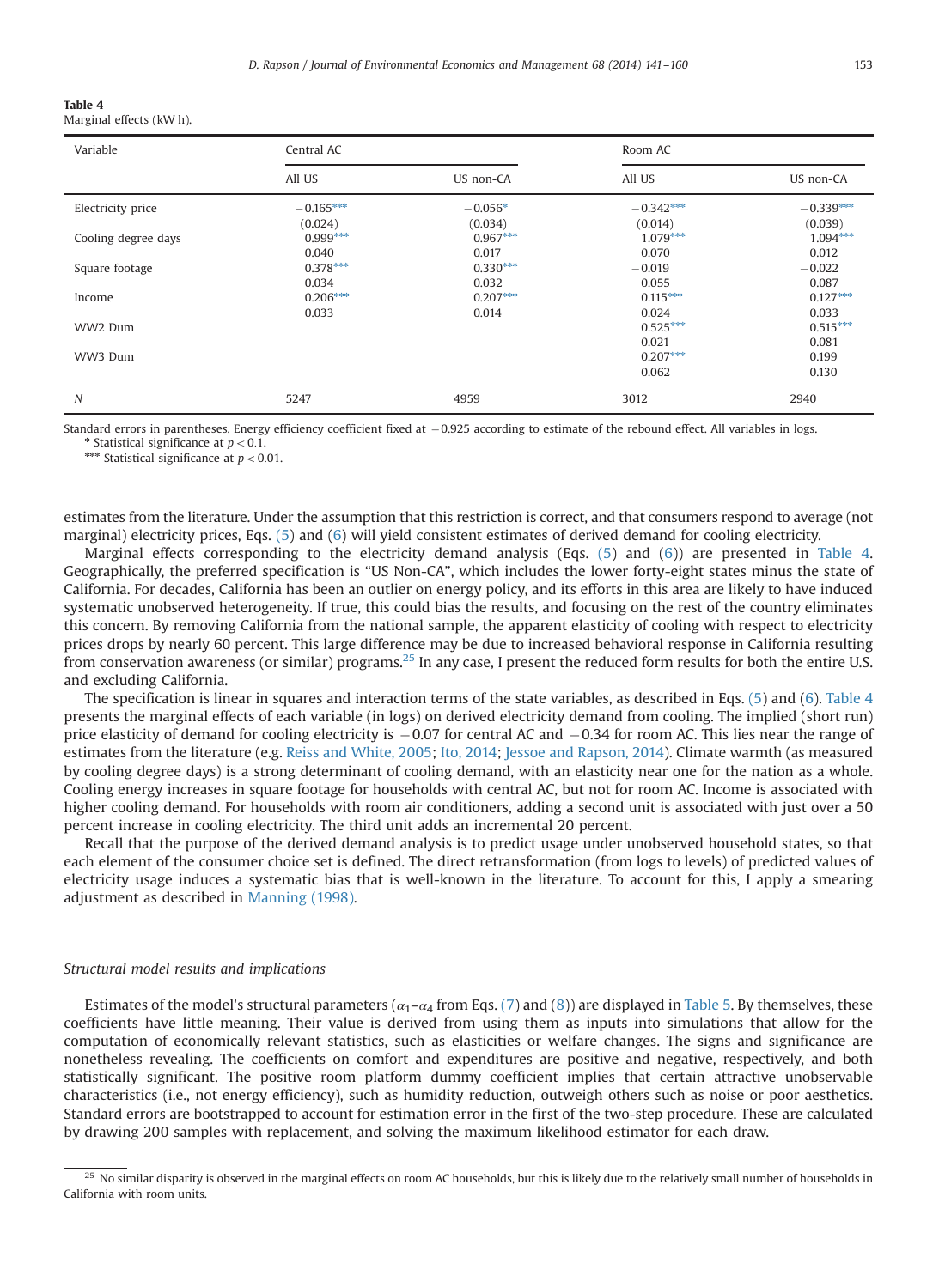**Table 4**
Marginal effects (kW h).

| Variable | Central AC | | Room AC | |
|---|---|---|---|---|
| | All US | US non-CA | All US | US non-CA |
| Electricity price | −0.165*** | −0.056* | −0.342*** | −0.339*** |
| | (0.024) | (0.034) | (0.014) | (0.039) |
| Cooling degree days | 0.999*** | 0.967*** | 1.079*** | 1.094*** |
| | 0.040 | 0.017 | 0.070 | 0.012 |
| Square footage | 0.378*** | 0.330*** | −0.019 | −0.022 |
| | 0.034 | 0.032 | 0.055 | 0.087 |
| Income | 0.206*** | 0.207*** | 0.115*** | 0.127*** |
| | 0.033 | 0.014 | 0.024 | 0.033 |
| WW2 Dum | | | 0.525*** | 0.515*** |
| | | | 0.021 | 0.081 |
| WW3 Dum | | | 0.207*** | 0.199 |
| | | | 0.062 | 0.130 |
| *N* | 5247 | 4959 | 3012 | 2940 |

Standard errors in parentheses. Energy efficiency coefficient fixed at −0.925 according to estimate of the rebound effect. All variables in logs.
\* Statistical significance at $p < 0.1$.
\*\*\* Statistical significance at $p < 0.01$.

estimates from the literature. Under the assumption that this restriction is correct, and that consumers respond to average (not marginal) electricity prices, Eqs. (5) and (6) will yield consistent estimates of derived demand for cooling electricity.

Marginal effects corresponding to the electricity demand analysis (Eqs. (5) and (6)) are presented in Table 4. Geographically, the preferred specification is "US Non-CA", which includes the lower forty-eight states minus the state of California. For decades, California has been an outlier on energy policy, and its efforts in this area are likely to have induced systematic unobserved heterogeneity. If true, this could bias the results, and focusing on the rest of the country eliminates this concern. By removing California from the national sample, the apparent elasticity of cooling with respect to electricity prices drops by nearly 60 percent. This large difference may be due to increased behavioral response in California resulting from conservation awareness (or similar) programs.[25] In any case, I present the reduced form results for both the entire U.S. and excluding California.

The specification is linear in squares and interaction terms of the state variables, as described in Eqs. (5) and (6). Table 4 presents the marginal effects of each variable (in logs) on derived electricity demand from cooling. The implied (short run) price elasticity of demand for cooling electricity is −0.07 for central AC and −0.34 for room AC. This lies near the range of estimates from the literature (e.g. Reiss and White, 2005; Ito, 2014; Jessoe and Rapson, 2014). Climate warmth (as measured by cooling degree days) is a strong determinant of cooling demand, with an elasticity near one for the nation as a whole. Cooling energy increases in square footage for households with central AC, but not for room AC. Income is associated with higher cooling demand. For households with room air conditioners, adding a second unit is associated with just over a 50 percent increase in cooling electricity. The third unit adds an incremental 20 percent.

Recall that the purpose of the derived demand analysis is to predict usage under unobserved household states, so that each element of the consumer choice set is defined. The direct retransformation (from logs to levels) of predicted values of electricity usage induces a systematic bias that is well-known in the literature. To account for this, I apply a smearing adjustment as described in Manning (1998).

### *Structural model results and implications*

Estimates of the model's structural parameters ($\alpha_1$–$\alpha_4$ from Eqs. (7) and (8)) are displayed in Table 5. By themselves, these coefficients have little meaning. Their value is derived from using them as inputs into simulations that allow for the computation of economically relevant statistics, such as elasticities or welfare changes. The signs and significance are nonetheless revealing. The coefficients on comfort and expenditures are positive and negative, respectively, and both statistically significant. The positive room platform dummy coefficient implies that certain attractive unobservable characteristics (i.e., not energy efficiency), such as humidity reduction, outweigh others such as noise or poor aesthetics. Standard errors are bootstrapped to account for estimation error in the first of the two-step procedure. These are calculated by drawing 200 samples with replacement, and solving the maximum likelihood estimator for each draw.

[25] No similar disparity is observed in the marginal effects on room AC households, but this is likely due to the relatively small number of households in California with room units.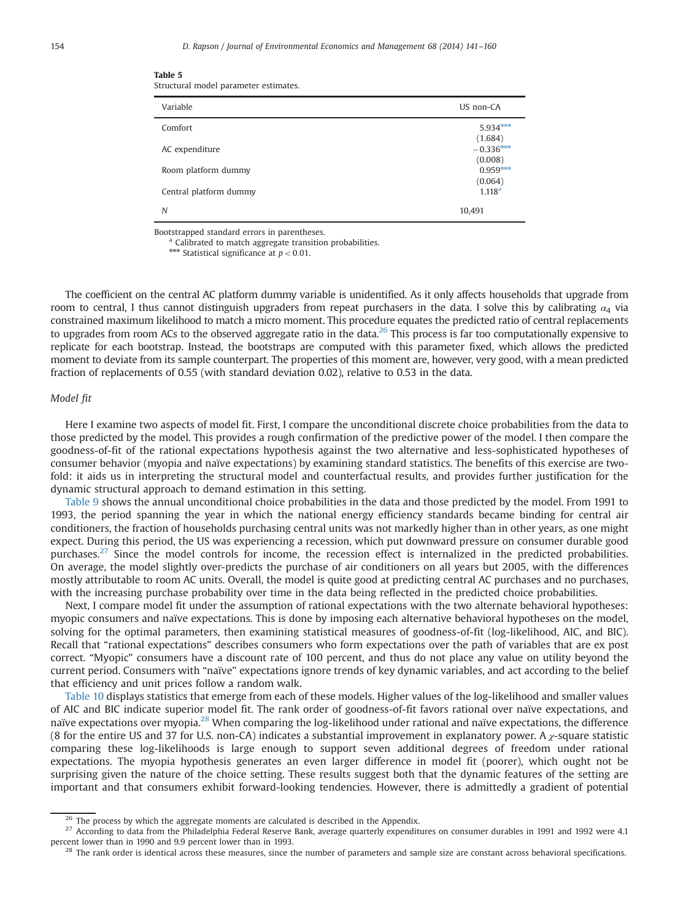**Table 5**
Structural model parameter estimates.

| Variable | US non-CA |
|---|---|
| Comfort | 5.934*** |
| | (1.684) |
| AC expenditure | −0.336*** |
| | (0.008) |
| Room platform dummy | 0.959*** |
| | (0.064) |
| Central platform dummy | 1.118[a] |
| $N$ | 10,491 |

Bootstrapped standard errors in parentheses.

[a] Calibrated to match aggregate transition probabilities.

*** Statistical significance at $p < 0.01$.

The coefficient on the central AC platform dummy variable is unidentified. As it only affects households that upgrade from room to central, I thus cannot distinguish upgraders from repeat purchasers in the data. I solve this by calibrating $\alpha_4$ via constrained maximum likelihood to match a micro moment. This procedure equates the predicted ratio of central replacements to upgrades from room ACs to the observed aggregate ratio in the data.[26] This process is far too computationally expensive to replicate for each bootstrap. Instead, the bootstraps are computed with this parameter fixed, which allows the predicted moment to deviate from its sample counterpart. The properties of this moment are, however, very good, with a mean predicted fraction of replacements of 0.55 (with standard deviation 0.02), relative to 0.53 in the data.

### Model fit

Here I examine two aspects of model fit. First, I compare the unconditional discrete choice probabilities from the data to those predicted by the model. This provides a rough confirmation of the predictive power of the model. I then compare the goodness-of-fit of the rational expectations hypothesis against the two alternative and less-sophisticated hypotheses of consumer behavior (myopia and naïve expectations) by examining standard statistics. The benefits of this exercise are two-fold: it aids us in interpreting the structural model and counterfactual results, and provides further justification for the dynamic structural approach to demand estimation in this setting.

Table 9 shows the annual unconditional choice probabilities in the data and those predicted by the model. From 1991 to 1993, the period spanning the year in which the national energy efficiency standards became binding for central air conditioners, the fraction of households purchasing central units was not markedly higher than in other years, as one might expect. During this period, the US was experiencing a recession, which put downward pressure on consumer durable good purchases.[27] Since the model controls for income, the recession effect is internalized in the predicted probabilities. On average, the model slightly over-predicts the purchase of air conditioners on all years but 2005, with the differences mostly attributable to room AC units. Overall, the model is quite good at predicting central AC purchases and no purchases, with the increasing purchase probability over time in the data being reflected in the predicted choice probabilities.

Next, I compare model fit under the assumption of rational expectations with the two alternate behavioral hypotheses: myopic consumers and naïve expectations. This is done by imposing each alternative behavioral hypotheses on the model, solving for the optimal parameters, then examining statistical measures of goodness-of-fit (log-likelihood, AIC, and BIC). Recall that "rational expectations" describes consumers who form expectations over the path of variables that are ex post correct. "Myopic" consumers have a discount rate of 100 percent, and thus do not place any value on utility beyond the current period. Consumers with "naïve" expectations ignore trends of key dynamic variables, and act according to the belief that efficiency and unit prices follow a random walk.

Table 10 displays statistics that emerge from each of these models. Higher values of the log-likelihood and smaller values of AIC and BIC indicate superior model fit. The rank order of goodness-of-fit favors rational over naïve expectations, and naïve expectations over myopia.[28] When comparing the log-likelihood under rational and naïve expectations, the difference (8 for the entire US and 37 for U.S. non-CA) indicates a substantial improvement in explanatory power. A $\chi$-square statistic comparing these log-likelihoods is large enough to support seven additional degrees of freedom under rational expectations. The myopia hypothesis generates an even larger difference in model fit (poorer), which ought not be surprising given the nature of the choice setting. These results suggest both that the dynamic features of the setting are important and that consumers exhibit forward-looking tendencies. However, there is admittedly a gradient of potential

[26] The process by which the aggregate moments are calculated is described in the Appendix.

[27] According to data from the Philadelphia Federal Reserve Bank, average quarterly expenditures on consumer durables in 1991 and 1992 were 4.1 percent lower than in 1990 and 9.9 percent lower than in 1993.

[28] The rank order is identical across these measures, since the number of parameters and sample size are constant across behavioral specifications.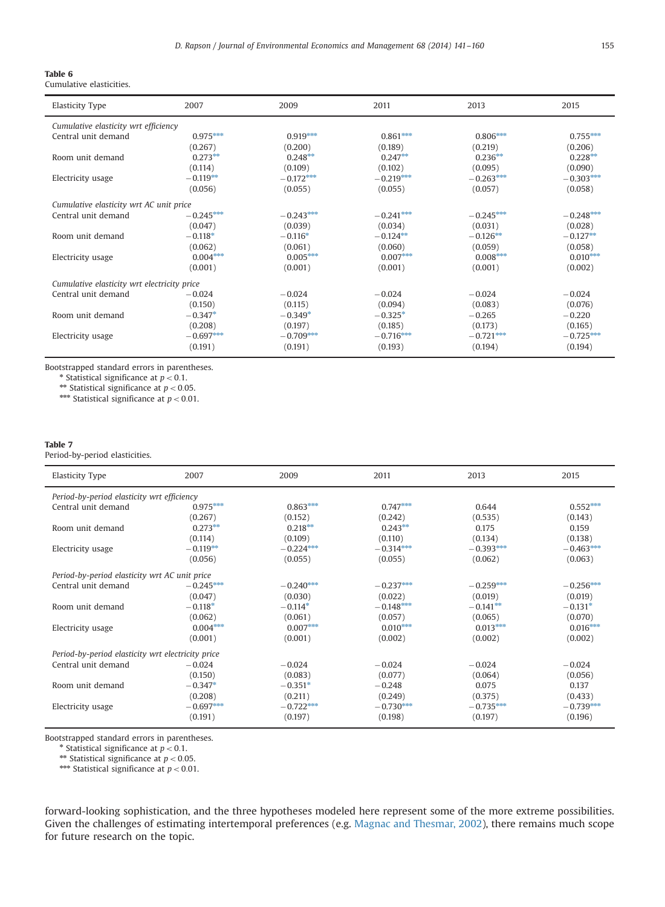**Table 6**
Cumulative elasticities.

| Elasticity Type | 2007 | 2009 | 2011 | 2013 | 2015 |
|---|---|---|---|---|---|
| *Cumulative elasticity wrt efficiency* | | | | | |
| Central unit demand | 0.975*** | 0.919*** | 0.861*** | 0.806*** | 0.755*** |
| | (0.267) | (0.200) | (0.189) | (0.219) | (0.206) |
| Room unit demand | 0.273** | 0.248** | 0.247** | 0.236** | 0.228** |
| | (0.114) | (0.109) | (0.102) | (0.095) | (0.090) |
| Electricity usage | −0.119** | −0.172*** | −0.219*** | −0.263*** | −0.303*** |
| | (0.056) | (0.055) | (0.055) | (0.057) | (0.058) |
| *Cumulative elasticity wrt AC unit price* | | | | | |
| Central unit demand | −0.245*** | −0.243*** | −0.241*** | −0.245*** | −0.248*** |
| | (0.047) | (0.039) | (0.034) | (0.031) | (0.028) |
| Room unit demand | −0.118* | −0.116* | −0.124** | −0.126** | −0.127** |
| | (0.062) | (0.061) | (0.060) | (0.059) | (0.058) |
| Electricity usage | 0.004*** | 0.005*** | 0.007*** | 0.008*** | 0.010*** |
| | (0.001) | (0.001) | (0.001) | (0.001) | (0.002) |
| *Cumulative elasticity wrt electricity price* | | | | | |
| Central unit demand | −0.024 | −0.024 | −0.024 | −0.024 | −0.024 |
| | (0.150) | (0.115) | (0.094) | (0.083) | (0.076) |
| Room unit demand | −0.347* | −0.349* | −0.325* | −0.265 | −0.220 |
| | (0.208) | (0.197) | (0.185) | (0.173) | (0.165) |
| Electricity usage | −0.697*** | −0.709*** | −0.716*** | −0.721*** | −0.725*** |
| | (0.191) | (0.191) | (0.193) | (0.194) | (0.194) |

Bootstrapped standard errors in parentheses.
* Statistical significance at $p < 0.1$.
** Statistical significance at $p < 0.05$.
*** Statistical significance at $p < 0.01$.

**Table 7**
Period-by-period elasticities.

| Elasticity Type | 2007 | 2009 | 2011 | 2013 | 2015 |
|---|---|---|---|---|---|
| *Period-by-period elasticity wrt efficiency* | | | | | |
| Central unit demand | 0.975*** | 0.863*** | 0.747*** | 0.644 | 0.552*** |
| | (0.267) | (0.152) | (0.242) | (0.535) | (0.143) |
| Room unit demand | 0.273** | 0.218** | 0.243** | 0.175 | 0.159 |
| | (0.114) | (0.109) | (0.110) | (0.134) | (0.138) |
| Electricity usage | −0.119** | −0.224*** | −0.314*** | −0.393*** | −0.463*** |
| | (0.056) | (0.055) | (0.055) | (0.062) | (0.063) |
| *Period-by-period elasticity wrt AC unit price* | | | | | |
| Central unit demand | −0.245*** | −0.240*** | −0.237*** | −0.259*** | −0.256*** |
| | (0.047) | (0.030) | (0.022) | (0.019) | (0.019) |
| Room unit demand | −0.118* | −0.114* | −0.148*** | −0.141** | −0.131* |
| | (0.062) | (0.061) | (0.057) | (0.065) | (0.070) |
| Electricity usage | 0.004*** | 0.007*** | 0.010*** | 0.013*** | 0.016*** |
| | (0.001) | (0.001) | (0.002) | (0.002) | (0.002) |
| *Period-by-period elasticity wrt electricity price* | | | | | |
| Central unit demand | −0.024 | −0.024 | −0.024 | −0.024 | −0.024 |
| | (0.150) | (0.083) | (0.077) | (0.064) | (0.056) |
| Room unit demand | −0.347* | −0.351* | −0.248 | 0.075 | 0.137 |
| | (0.208) | (0.211) | (0.249) | (0.375) | (0.433) |
| Electricity usage | −0.697*** | −0.722*** | −0.730*** | −0.735*** | −0.739*** |
| | (0.191) | (0.197) | (0.198) | (0.197) | (0.196) |

Bootstrapped standard errors in parentheses.
* Statistical significance at $p < 0.1$.
** Statistical significance at $p < 0.05$.
*** Statistical significance at $p < 0.01$.

forward-looking sophistication, and the three hypotheses modeled here represent some of the more extreme possibilities. Given the challenges of estimating intertemporal preferences (e.g. Magnac and Thesmar, 2002), there remains much scope for future research on the topic.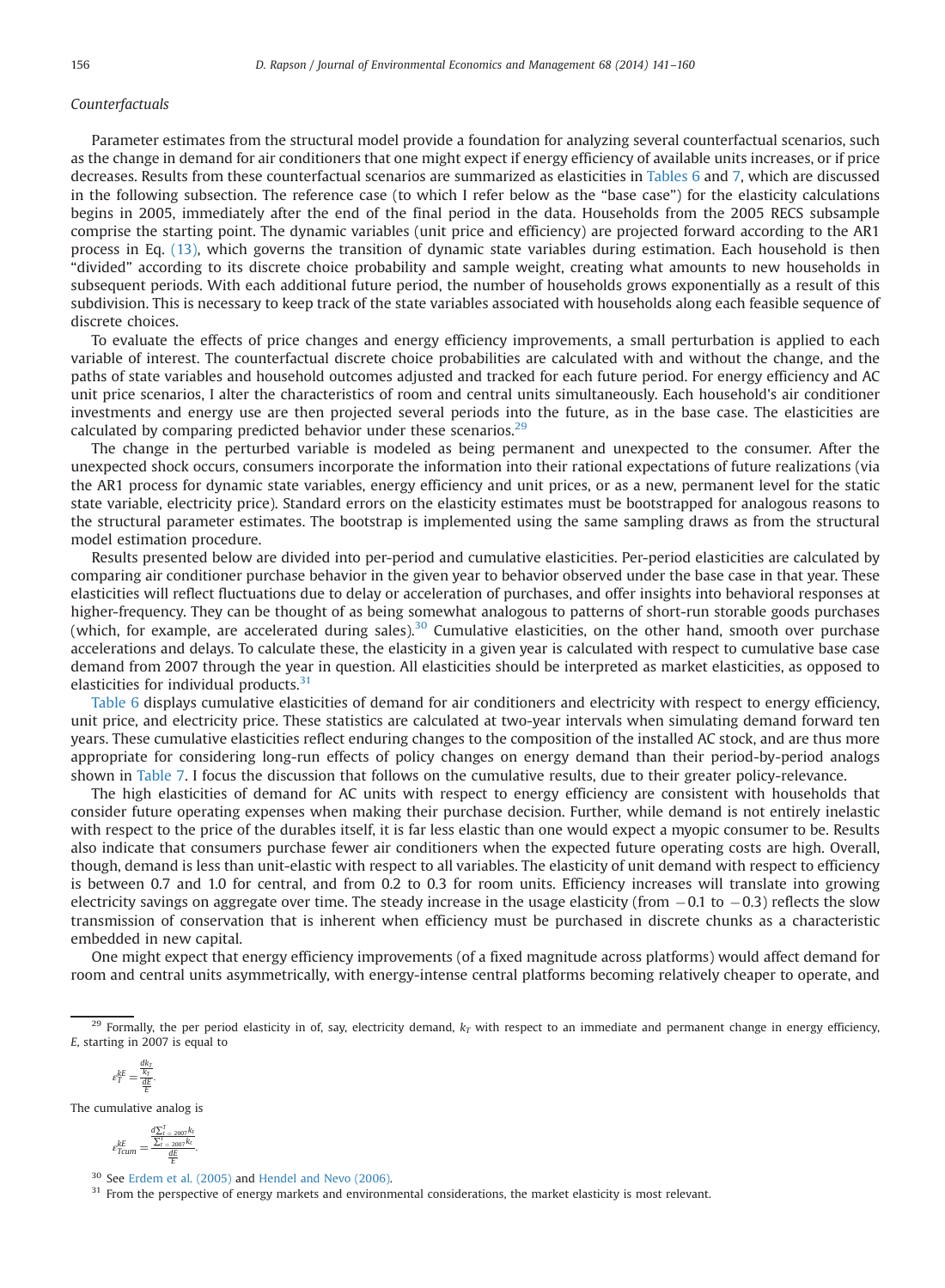*Counterfactuals*

Parameter estimates from the structural model provide a foundation for analyzing several counterfactual scenarios, such as the change in demand for air conditioners that one might expect if energy efficiency of available units increases, or if price decreases. Results from these counterfactual scenarios are summarized as elasticities in Tables 6 and 7, which are discussed in the following subsection. The reference case (to which I refer below as the "base case") for the elasticity calculations begins in 2005, immediately after the end of the final period in the data. Households from the 2005 RECS subsample comprise the starting point. The dynamic variables (unit price and efficiency) are projected forward according to the AR1 process in Eq. (13), which governs the transition of dynamic state variables during estimation. Each household is then "divided" according to its discrete choice probability and sample weight, creating what amounts to new households in subsequent periods. With each additional future period, the number of households grows exponentially as a result of this subdivision. This is necessary to keep track of the state variables associated with households along each feasible sequence of discrete choices.

To evaluate the effects of price changes and energy efficiency improvements, a small perturbation is applied to each variable of interest. The counterfactual discrete choice probabilities are calculated with and without the change, and the paths of state variables and household outcomes adjusted and tracked for each future period. For energy efficiency and AC unit price scenarios, I alter the characteristics of room and central units simultaneously. Each household's air conditioner investments and energy use are then projected several periods into the future, as in the base case. The elasticities are calculated by comparing predicted behavior under these scenarios.[29]

The change in the perturbed variable is modeled as being permanent and unexpected to the consumer. After the unexpected shock occurs, consumers incorporate the information into their rational expectations of future realizations (via the AR1 process for dynamic state variables, energy efficiency and unit prices, or as a new, permanent level for the static state variable, electricity price). Standard errors on the elasticity estimates must be bootstrapped for analogous reasons to the structural parameter estimates. The bootstrap is implemented using the same sampling draws as from the structural model estimation procedure.

Results presented below are divided into per-period and cumulative elasticities. Per-period elasticities are calculated by comparing air conditioner purchase behavior in the given year to behavior observed under the base case in that year. These elasticities will reflect fluctuations due to delay or acceleration of purchases, and offer insights into behavioral responses at higher-frequency. They can be thought of as being somewhat analogous to patterns of short-run storable goods purchases (which, for example, are accelerated during sales).[30] Cumulative elasticities, on the other hand, smooth over purchase accelerations and delays. To calculate these, the elasticity in a given year is calculated with respect to cumulative base case demand from 2007 through the year in question. All elasticities should be interpreted as market elasticities, as opposed to elasticities for individual products.[31]

Table 6 displays cumulative elasticities of demand for air conditioners and electricity with respect to energy efficiency, unit price, and electricity price. These statistics are calculated at two-year intervals when simulating demand forward ten years. These cumulative elasticities reflect enduring changes to the composition of the installed AC stock, and are thus more appropriate for considering long-run effects of policy changes on energy demand than their period-by-period analogs shown in Table 7. I focus the discussion that follows on the cumulative results, due to their greater policy-relevance.

The high elasticities of demand for AC units with respect to energy efficiency are consistent with households that consider future operating expenses when making their purchase decision. Further, while demand is not entirely inelastic with respect to the price of the durables itself, it is far less elastic than one would expect a myopic consumer to be. Results also indicate that consumers purchase fewer air conditioners when the expected future operating costs are high. Overall, though, demand is less than unit-elastic with respect to all variables. The elasticity of unit demand with respect to efficiency is between 0.7 and 1.0 for central, and from 0.2 to 0.3 for room units. Efficiency increases will translate into growing electricity savings on aggregate over time. The steady increase in the usage elasticity (from $-0.1$ to $-0.3$) reflects the slow transmission of conservation that is inherent when efficiency must be purchased in discrete chunks as a characteristic embedded in new capital.

One might expect that energy efficiency improvements (of a fixed magnitude across platforms) would affect demand for room and central units asymmetrically, with energy-intense central platforms becoming relatively cheaper to operate, and

---

[29] Formally, the per period elasticity in of, say, electricity demand, $k_T$ with respect to an immediate and permanent change in energy efficiency, $E$, starting in 2007 is equal to

$$\varepsilon_T^{kE} = \frac{\frac{dk_T}{k_T}}{\frac{dE}{E}}.$$

The cumulative analog is

$$\varepsilon_{Tcum}^{kE} = \frac{\frac{d\sum_{t=2007}^{T} k_t}{\sum_{t=2007}^{T} k_t}}{\frac{dE}{E}}.$$

[30] See Erdem et al. (2005) and Hendel and Nevo (2006).

[31] From the perspective of energy markets and environmental considerations, the market elasticity is most relevant.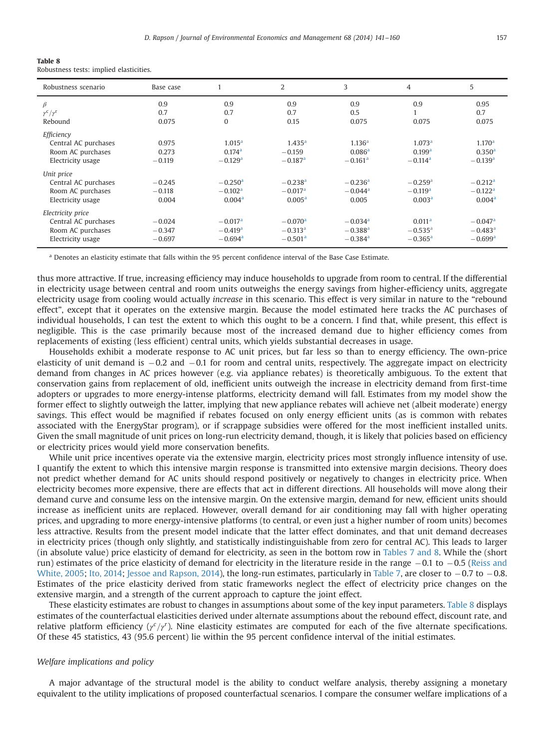**Table 8**
Robustness tests: implied elasticities.

| Robustness scenario | Base case | 1 | 2 | 3 | 4 | 5 |
|---|---|---|---|---|---|---|
| $\beta$ | 0.9 | 0.9 | 0.9 | 0.9 | 0.9 | 0.95 |
| $\gamma^c/\gamma^r$ | 0.7 | 0.7 | 0.7 | 0.5 | 1 | 0.7 |
| Rebound | 0.075 | 0 | 0.15 | 0.075 | 0.075 | 0.075 |
| *Efficiency* | | | | | | |
| Central AC purchases | 0.975 | 1.015[a] | 1.435[a] | 1.136[a] | 1.073[a] | 1.170[a] |
| Room AC purchases | 0.273 | 0.174[a] | −0.159 | 0.086[a] | 0.199[a] | 0.350[a] |
| Electricity usage | −0.119 | −0.129[a] | −0.187[a] | −0.161[a] | −0.114[a] | −0.139[a] |
| *Unit price* | | | | | | |
| Central AC purchases | −0.245 | −0.250[a] | −0.238[a] | −0.236[a] | −0.259[a] | −0.212[a] |
| Room AC purchases | −0.118 | −0.102[a] | −0.017[a] | −0.044[a] | −0.119[a] | −0.122[a] |
| Electricity usage | 0.004 | 0.004[a] | 0.005[a] | 0.005 | 0.003[a] | 0.004[a] |
| *Electricity price* | | | | | | |
| Central AC purchases | −0.024 | −0.017[a] | −0.070[a] | −0.034[a] | 0.011[a] | −0.047[a] |
| Room AC purchases | −0.347 | −0.419[a] | −0.313[a] | −0.388[a] | −0.535[a] | −0.483[a] |
| Electricity usage | −0.697 | −0.694[a] | −0.501[a] | −0.384[a] | −0.365[a] | −0.699[a] |

[a] Denotes an elasticity estimate that falls within the 95 percent confidence interval of the Base Case Estimate.

thus more attractive. If true, increasing efficiency may induce households to upgrade from room to central. If the differential in electricity usage between central and room units outweighs the energy savings from higher-efficiency units, aggregate electricity usage from cooling would actually *increase* in this scenario. This effect is very similar in nature to the "rebound effect", except that it operates on the extensive margin. Because the model estimated here tracks the AC purchases of individual households, I can test the extent to which this ought to be a concern. I find that, while present, this effect is negligible. This is the case primarily because most of the increased demand due to higher efficiency comes from replacements of existing (less efficient) central units, which yields substantial decreases in usage.

Households exhibit a moderate response to AC unit prices, but far less so than to energy efficiency. The own-price elasticity of unit demand is −0.2 and −0.1 for room and central units, respectively. The aggregate impact on electricity demand from changes in AC prices however (e.g. via appliance rebates) is theoretically ambiguous. To the extent that conservation gains from replacement of old, inefficient units outweigh the increase in electricity demand from first-time adopters or upgrades to more energy-intense platforms, electricity demand will fall. Estimates from my model show the former effect to slightly outweigh the latter, implying that new appliance rebates will achieve net (albeit moderate) energy savings. This effect would be magnified if rebates focused on only energy efficient units (as is common with rebates associated with the EnergyStar program), or if scrappage subsidies were offered for the most inefficient installed units. Given the small magnitude of unit prices on long-run electricity demand, though, it is likely that policies based on efficiency or electricity prices would yield more conservation benefits.

While unit price incentives operate via the extensive margin, electricity prices most strongly influence intensity of use. I quantify the extent to which this intensive margin response is transmitted into extensive margin decisions. Theory does not predict whether demand for AC units should respond positively or negatively to changes in electricity price. When electricity becomes more expensive, there are effects that act in different directions. All households will move along their demand curve and consume less on the intensive margin. On the extensive margin, demand for new, efficient units should increase as inefficient units are replaced. However, overall demand for air conditioning may fall with higher operating prices, and upgrading to more energy-intensive platforms (to central, or even just a higher number of room units) becomes less attractive. Results from the present model indicate that the latter effect dominates, and that unit demand decreases in electricity prices (though only slightly, and statistically indistinguishable from zero for central AC). This leads to larger (in absolute value) price elasticity of demand for electricity, as seen in the bottom row in Tables 7 and 8. While the (short run) estimates of the price elasticity of demand for electricity in the literature reside in the range −0.1 to −0.5 (Reiss and White, 2005; Ito, 2014; Jessoe and Rapson, 2014), the long-run estimates, particularly in Table 7, are closer to −0.7 to −0.8. Estimates of the price elasticity derived from static frameworks neglect the effect of electricity price changes on the extensive margin, and a strength of the current approach to capture the joint effect.

These elasticity estimates are robust to changes in assumptions about some of the key input parameters. Table 8 displays estimates of the counterfactual elasticities derived under alternate assumptions about the rebound effect, discount rate, and relative platform efficiency ($\gamma^c/\gamma^r$). Nine elasticity estimates are computed for each of the five alternate specifications. Of these 45 statistics, 43 (95.6 percent) lie within the 95 percent confidence interval of the initial estimates.

*Welfare implications and policy*

A major advantage of the structural model is the ability to conduct welfare analysis, thereby assigning a monetary equivalent to the utility implications of proposed counterfactual scenarios. I compare the consumer welfare implications of a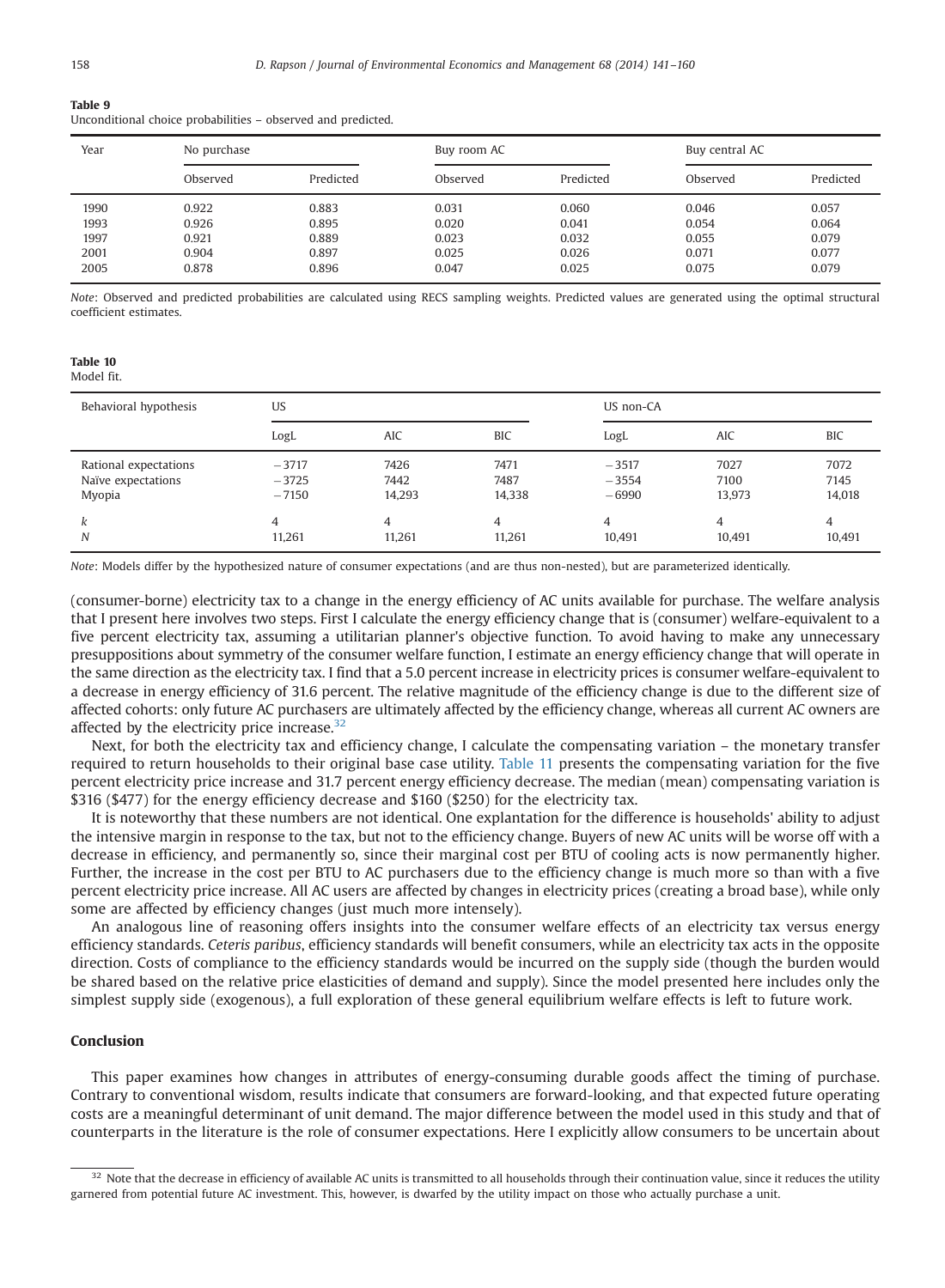**Table 9**
Unconditional choice probabilities – observed and predicted.

| Year | No purchase | | Buy room AC | | Buy central AC | |
|---|---|---|---|---|---|---|
| | Observed | Predicted | Observed | Predicted | Observed | Predicted |
| 1990 | 0.922 | 0.883 | 0.031 | 0.060 | 0.046 | 0.057 |
| 1993 | 0.926 | 0.895 | 0.020 | 0.041 | 0.054 | 0.064 |
| 1997 | 0.921 | 0.889 | 0.023 | 0.032 | 0.055 | 0.079 |
| 2001 | 0.904 | 0.897 | 0.025 | 0.026 | 0.071 | 0.077 |
| 2005 | 0.878 | 0.896 | 0.047 | 0.025 | 0.075 | 0.079 |

*Note*: Observed and predicted probabilities are calculated using RECS sampling weights. Predicted values are generated using the optimal structural coefficient estimates.

**Table 10**
Model fit.

| Behavioral hypothesis | US | | | US non-CA | | |
|---|---|---|---|---|---|---|
| | LogL | AIC | BIC | LogL | AIC | BIC |
| Rational expectations | −3717 | 7426 | 7471 | −3517 | 7027 | 7072 |
| Naïve expectations | −3725 | 7442 | 7487 | −3554 | 7100 | 7145 |
| Myopia | −7150 | 14,293 | 14,338 | −6990 | 13,973 | 14,018 |
| $k$ | 4 | 4 | 4 | 4 | 4 | 4 |
| $N$ | 11,261 | 11,261 | 11,261 | 10,491 | 10,491 | 10,491 |

*Note*: Models differ by the hypothesized nature of consumer expectations (and are thus non-nested), but are parameterized identically.

(consumer-borne) electricity tax to a change in the energy efficiency of AC units available for purchase. The welfare analysis that I present here involves two steps. First I calculate the energy efficiency change that is (consumer) welfare-equivalent to a five percent electricity tax, assuming a utilitarian planner's objective function. To avoid having to make any unnecessary presuppositions about symmetry of the consumer welfare function, I estimate an energy efficiency change that will operate in the same direction as the electricity tax. I find that a 5.0 percent increase in electricity prices is consumer welfare-equivalent to a decrease in energy efficiency of 31.6 percent. The relative magnitude of the efficiency change is due to the different size of affected cohorts: only future AC purchasers are ultimately affected by the efficiency change, whereas all current AC owners are affected by the electricity price increase.[32]

Next, for both the electricity tax and efficiency change, I calculate the compensating variation – the monetary transfer required to return households to their original base case utility. Table 11 presents the compensating variation for the five percent electricity price increase and 31.7 percent energy efficiency decrease. The median (mean) compensating variation is \$316 (\$477) for the energy efficiency decrease and \$160 (\$250) for the electricity tax.

It is noteworthy that these numbers are not identical. One explantation for the difference is households' ability to adjust the intensive margin in response to the tax, but not to the efficiency change. Buyers of new AC units will be worse off with a decrease in efficiency, and permanently so, since their marginal cost per BTU of cooling acts is now permanently higher. Further, the increase in the cost per BTU to AC purchasers due to the efficiency change is much more so than with a five percent electricity price increase. All AC users are affected by changes in electricity prices (creating a broad base), while only some are affected by efficiency changes (just much more intensely).

An analogous line of reasoning offers insights into the consumer welfare effects of an electricity tax versus energy efficiency standards. *Ceteris paribus*, efficiency standards will benefit consumers, while an electricity tax acts in the opposite direction. Costs of compliance to the efficiency standards would be incurred on the supply side (though the burden would be shared based on the relative price elasticities of demand and supply). Since the model presented here includes only the simplest supply side (exogenous), a full exploration of these general equilibrium welfare effects is left to future work.

## Conclusion

This paper examines how changes in attributes of energy-consuming durable goods affect the timing of purchase. Contrary to conventional wisdom, results indicate that consumers are forward-looking, and that expected future operating costs are a meaningful determinant of unit demand. The major difference between the model used in this study and that of counterparts in the literature is the role of consumer expectations. Here I explicitly allow consumers to be uncertain about

[32] Note that the decrease in efficiency of available AC units is transmitted to all households through their continuation value, since it reduces the utility garnered from potential future AC investment. This, however, is dwarfed by the utility impact on those who actually purchase a unit.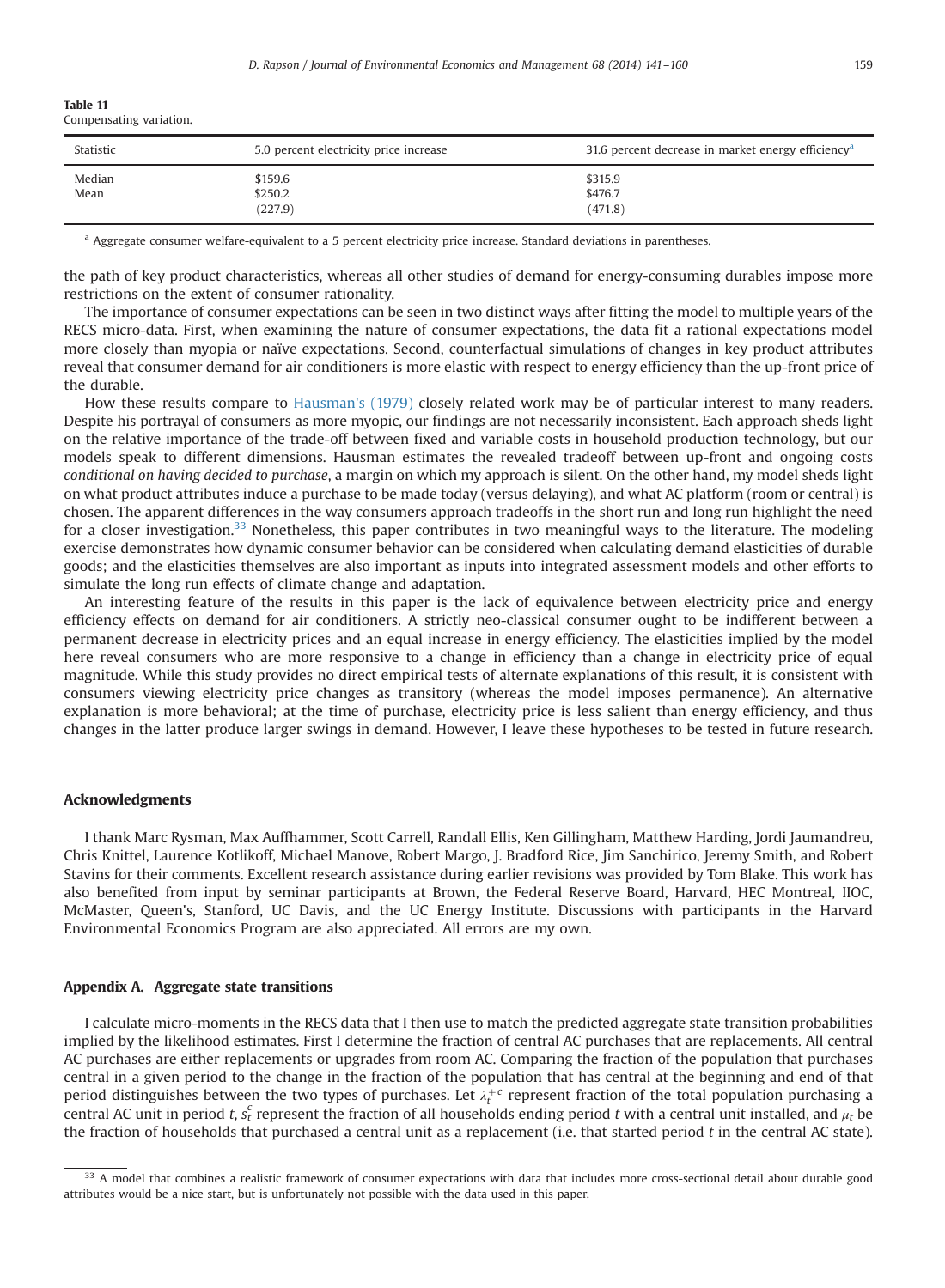**Table 11**
Compensating variation.

| Statistic | 5.0 percent electricity price increase | 31.6 percent decrease in market energy efficiency[a] |
|---|---|---|
| Median | \$159.6 | \$315.9 |
| Mean | \$250.2 | \$476.7 |
| | (227.9) | (471.8) |

[a] Aggregate consumer welfare-equivalent to a 5 percent electricity price increase. Standard deviations in parentheses.

the path of key product characteristics, whereas all other studies of demand for energy-consuming durables impose more restrictions on the extent of consumer rationality.

The importance of consumer expectations can be seen in two distinct ways after fitting the model to multiple years of the RECS micro-data. First, when examining the nature of consumer expectations, the data fit a rational expectations model more closely than myopia or naïve expectations. Second, counterfactual simulations of changes in key product attributes reveal that consumer demand for air conditioners is more elastic with respect to energy efficiency than the up-front price of the durable.

How these results compare to Hausman's (1979) closely related work may be of particular interest to many readers. Despite his portrayal of consumers as more myopic, our findings are not necessarily inconsistent. Each approach sheds light on the relative importance of the trade-off between fixed and variable costs in household production technology, but our models speak to different dimensions. Hausman estimates the revealed tradeoff between up-front and ongoing costs *conditional on having decided to purchase*, a margin on which my approach is silent. On the other hand, my model sheds light on what product attributes induce a purchase to be made today (versus delaying), and what AC platform (room or central) is chosen. The apparent differences in the way consumers approach tradeoffs in the short run and long run highlight the need for a closer investigation.[33] Nonetheless, this paper contributes in two meaningful ways to the literature. The modeling exercise demonstrates how dynamic consumer behavior can be considered when calculating demand elasticities of durable goods; and the elasticities themselves are also important as inputs into integrated assessment models and other efforts to simulate the long run effects of climate change and adaptation.

An interesting feature of the results in this paper is the lack of equivalence between electricity price and energy efficiency effects on demand for air conditioners. A strictly neo-classical consumer ought to be indifferent between a permanent decrease in electricity prices and an equal increase in energy efficiency. The elasticities implied by the model here reveal consumers who are more responsive to a change in efficiency than a change in electricity price of equal magnitude. While this study provides no direct empirical tests of alternate explanations of this result, it is consistent with consumers viewing electricity price changes as transitory (whereas the model imposes permanence). An alternative explanation is more behavioral; at the time of purchase, electricity price is less salient than energy efficiency, and thus changes in the latter produce larger swings in demand. However, I leave these hypotheses to be tested in future research.

## Acknowledgments

I thank Marc Rysman, Max Auffhammer, Scott Carrell, Randall Ellis, Ken Gillingham, Matthew Harding, Jordi Jaumandreu, Chris Knittel, Laurence Kotlikoff, Michael Manove, Robert Margo, J. Bradford Rice, Jim Sanchirico, Jeremy Smith, and Robert Stavins for their comments. Excellent research assistance during earlier revisions was provided by Tom Blake. This work has also benefited from input by seminar participants at Brown, the Federal Reserve Board, Harvard, HEC Montreal, IIOC, McMaster, Queen's, Stanford, UC Davis, and the UC Energy Institute. Discussions with participants in the Harvard Environmental Economics Program are also appreciated. All errors are my own.

## Appendix A. Aggregate state transitions

I calculate micro-moments in the RECS data that I then use to match the predicted aggregate state transition probabilities implied by the likelihood estimates. First I determine the fraction of central AC purchases that are replacements. All central AC purchases are either replacements or upgrades from room AC. Comparing the fraction of the population that purchases central in a given period to the change in the fraction of the population that has central at the beginning and end of that period distinguishes between the two types of purchases. Let $\lambda_t^{+c}$ represent fraction of the total population purchasing a central AC unit in period $t$, $s_t^c$ represent the fraction of all households ending period $t$ with a central unit installed, and $\mu_t$ be the fraction of households that purchased a central unit as a replacement (i.e. that started period $t$ in the central AC state).

[33] A model that combines a realistic framework of consumer expectations with data that includes more cross-sectional detail about durable good attributes would be a nice start, but is unfortunately not possible with the data used in this paper.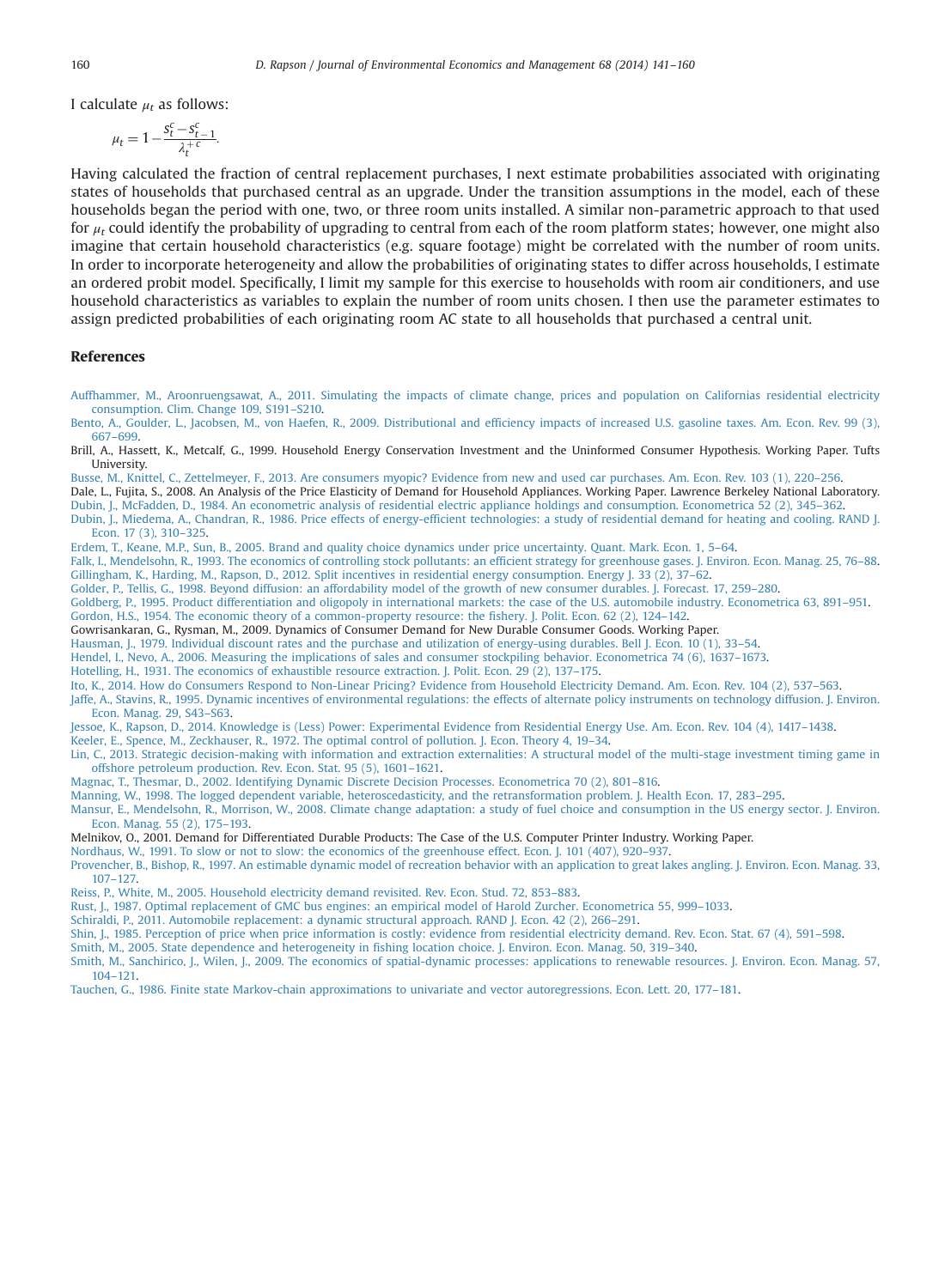I calculate $\mu_t$ as follows:

$$\mu_t = 1 - \frac{s_t^c - s_{t-1}^c}{\lambda_t^{+c}}.$$

Having calculated the fraction of central replacement purchases, I next estimate probabilities associated with originating states of households that purchased central as an upgrade. Under the transition assumptions in the model, each of these households began the period with one, two, or three room units installed. A similar non-parametric approach to that used for $\mu_t$ could identify the probability of upgrading to central from each of the room platform states; however, one might also imagine that certain household characteristics (e.g. square footage) might be correlated with the number of room units. In order to incorporate heterogeneity and allow the probabilities of originating states to differ across households, I estimate an ordered probit model. Specifically, I limit my sample for this exercise to households with room air conditioners, and use household characteristics as variables to explain the number of room units chosen. I then use the parameter estimates to assign predicted probabilities of each originating room AC state to all households that purchased a central unit.

## References

Auffhammer, M., Aroonruengsawat, A., 2011. Simulating the impacts of climate change, prices and population on Californias residential electricity consumption. Clim. Change 109, S191–S210.

Bento, A., Goulder, L., Jacobsen, M., von Haefen, R., 2009. Distributional and efficiency impacts of increased U.S. gasoline taxes. Am. Econ. Rev. 99 (3), 667–699.

Brill, A., Hassett, K., Metcalf, G., 1999. Household Energy Conservation Investment and the Uninformed Consumer Hypothesis. Working Paper. Tufts University.

Busse, M., Knittel, C., Zettelmeyer, F., 2013. Are consumers myopic? Evidence from new and used car purchases. Am. Econ. Rev. 103 (1), 220–256.

Dale, L., Fujita, S., 2008. An Analysis of the Price Elasticity of Demand for Household Appliances. Working Paper. Lawrence Berkeley National Laboratory.

Dubin, J., McFadden, D., 1984. An econometric analysis of residential electric appliance holdings and consumption. Econometrica 52 (2), 345–362.

Dubin, J., Miedema, A., Chandran, R., 1986. Price effects of energy-efficient technologies: a study of residential demand for heating and cooling. RAND J. Econ. 17 (3), 310–325.

Erdem, T., Keane, M.P., Sun, B., 2005. Brand and quality choice dynamics under price uncertainty. Quant. Mark. Econ. 1, 5–64.

Falk, I., Mendelsohn, R., 1993. The economics of controlling stock pollutants: an efficient strategy for greenhouse gases. J. Environ. Econ. Manag. 25, 76–88.

Gillingham, K., Harding, M., Rapson, D., 2012. Split incentives in residential energy consumption. Energy J. 33 (2), 37–62.

Golder, P., Tellis, G., 1998. Beyond diffusion: an affordability model of the growth of new consumer durables. J. Forecast. 17, 259–280.

Goldberg, P., 1995. Product differentiation and oligopoly in international markets: the case of the U.S. automobile industry. Econometrica 63, 891–951.

Gordon, H.S., 1954. The economic theory of a common-property resource: the fishery. J. Polit. Econ. 62 (2), 124–142.

Gowrisankaran, G., Rysman, M., 2009. Dynamics of Consumer Demand for New Durable Consumer Goods. Working Paper.

Hausman, J., 1979. Individual discount rates and the purchase and utilization of energy-using durables. Bell J. Econ. 10 (1), 33–54.

Hendel, I., Nevo, A., 2006. Measuring the implications of sales and consumer stockpiling behavior. Econometrica 74 (6), 1637–1673.

Hotelling, H., 1931. The economics of exhaustible resource extraction. J. Polit. Econ. 29 (2), 137–175.

Ito, K., 2014. How do Consumers Respond to Non-Linear Pricing? Evidence from Household Electricity Demand. Am. Econ. Rev. 104 (2), 537–563.

Jaffe, A., Stavins, R., 1995. Dynamic incentives of environmental regulations: the effects of alternate policy instruments on technology diffusion. J. Environ. Econ. Manag. 29, S43–S63.

Jessoe, K., Rapson, D., 2014. Knowledge is (Less) Power: Experimental Evidence from Residential Energy Use. Am. Econ. Rev. 104 (4), 1417–1438.

Keeler, E., Spence, M., Zeckhauser, R., 1972. The optimal control of pollution. J. Econ. Theory 4, 19–34.

Lin, C., 2013. Strategic decision-making with information and extraction externalities: A structural model of the multi-stage investment timing game in offshore petroleum production. Rev. Econ. Stat. 95 (5), 1601–1621.

Magnac, T., Thesmar, D., 2002. Identifying Dynamic Discrete Decision Processes. Econometrica 70 (2), 801–816.

Manning, W., 1998. The logged dependent variable, heteroscedasticity, and the retransformation problem. J. Health Econ. 17, 283–295.

Mansur, E., Mendelsohn, R., Morrison, W., 2008. Climate change adaptation: a study of fuel choice and consumption in the US energy sector. J. Environ. Econ. Manag. 55 (2), 175–193.

Melnikov, O., 2001. Demand for Differentiated Durable Products: The Case of the U.S. Computer Printer Industry. Working Paper.

Nordhaus, W., 1991. To slow or not to slow: the economics of the greenhouse effect. Econ. J. 101 (407), 920–937.

Provencher, B., Bishop, R., 1997. An estimable dynamic model of recreation behavior with an application to great lakes angling. J. Environ. Econ. Manag. 33, 107–127.

Reiss, P., White, M., 2005. Household electricity demand revisited. Rev. Econ. Stud. 72, 853–883.

Rust, J., 1987. Optimal replacement of GMC bus engines: an empirical model of Harold Zurcher. Econometrica 55, 999–1033.

Schiraldi, P., 2011. Automobile replacement: a dynamic structural approach. RAND J. Econ. 42 (2), 266–291.

Shin, J., 1985. Perception of price when price information is costly: evidence from residential electricity demand. Rev. Econ. Stat. 67 (4), 591–598.

Smith, M., 2005. State dependence and heterogeneity in fishing location choice. J. Environ. Econ. Manag. 50, 319–340.

Smith, M., Sanchirico, J., Wilen, J., 2009. The economics of spatial-dynamic processes: applications to renewable resources. J. Environ. Econ. Manag. 57, 104–121.

Tauchen, G., 1986. Finite state Markov-chain approximations to univariate and vector autoregressions. Econ. Lett. 20, 177–181.